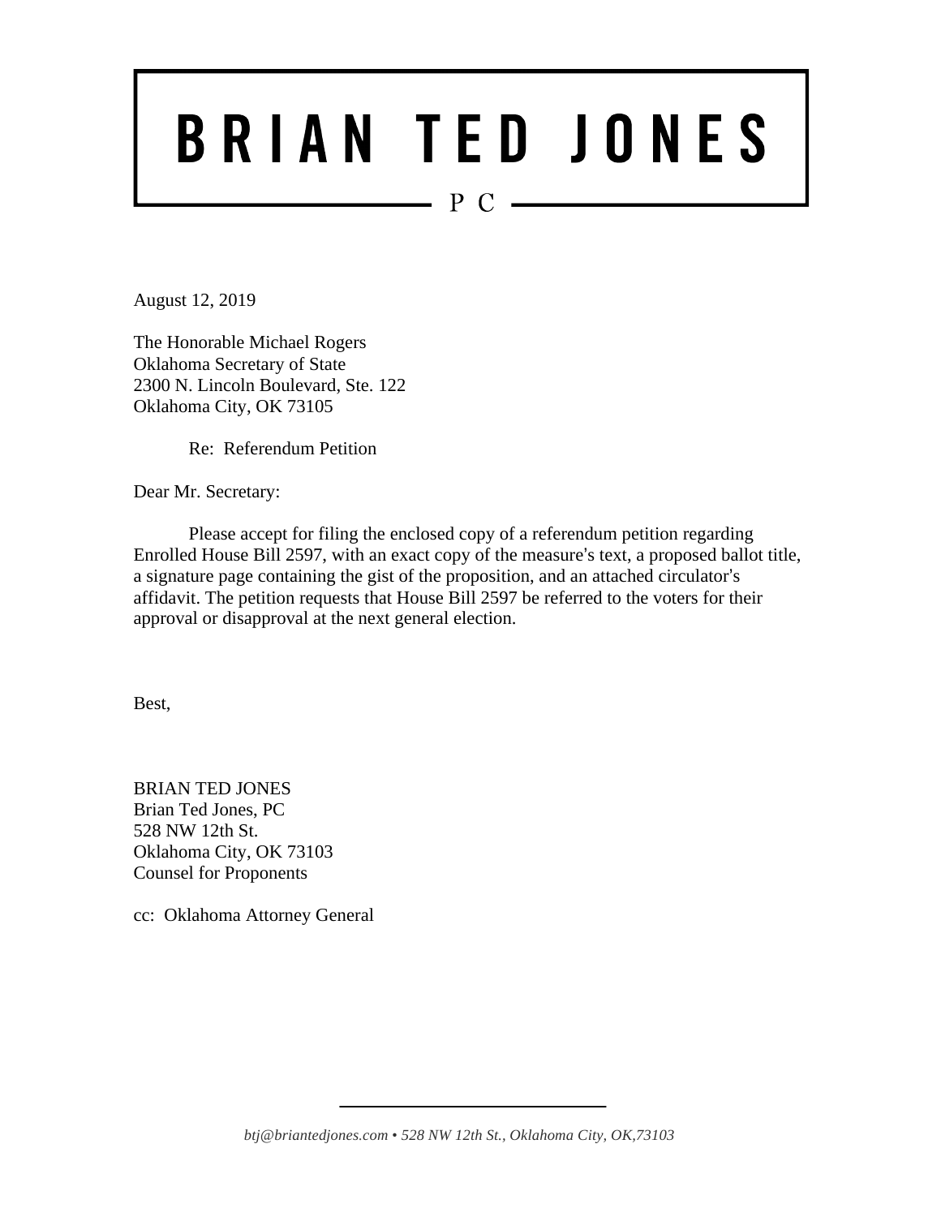# BRIAN TED JONES

PC

August 12, 2019

The Honorable Michael Rogers
Oklahoma Secretary of State
2300 N. Lincoln Boulevard, Ste. 122
Oklahoma City, OK 73105

Re: Referendum Petition

Dear Mr. Secretary:

Please accept for filing the enclosed copy of a referendum petition regarding Enrolled House Bill 2597, with an exact copy of the measure's text, a proposed ballot title, a signature page containing the gist of the proposition, and an attached circulator's affidavit. The petition requests that House Bill 2597 be referred to the voters for their approval or disapproval at the next general election.

Best,

BRIAN TED JONES
Brian Ted Jones, PC
528 NW 12th St.
Oklahoma City, OK 73103
Counsel for Proponents

cc: Oklahoma Attorney General

*btj@briantedjones.com • 528 NW 12th St., Oklahoma City, OK,73103*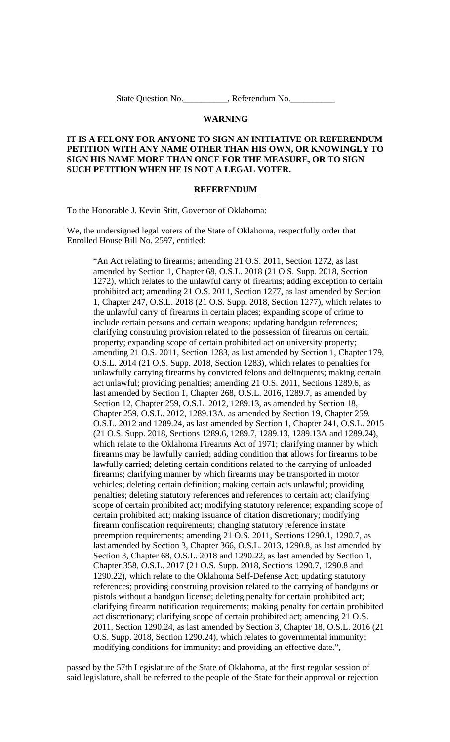State Question No.__________, Referendum No.__________

**WARNING**

**IT IS A FELONY FOR ANYONE TO SIGN AN INITIATIVE OR REFERENDUM PETITION WITH ANY NAME OTHER THAN HIS OWN, OR KNOWINGLY TO SIGN HIS NAME MORE THAN ONCE FOR THE MEASURE, OR TO SIGN SUCH PETITION WHEN HE IS NOT A LEGAL VOTER.**

**REFERENDUM**

To the Honorable J. Kevin Stitt, Governor of Oklahoma:

We, the undersigned legal voters of the State of Oklahoma, respectfully order that Enrolled House Bill No. 2597, entitled:

> "An Act relating to firearms; amending 21 O.S. 2011, Section 1272, as last amended by Section 1, Chapter 68, O.S.L. 2018 (21 O.S. Supp. 2018, Section 1272), which relates to the unlawful carry of firearms; adding exception to certain prohibited act; amending 21 O.S. 2011, Section 1277, as last amended by Section 1, Chapter 247, O.S.L. 2018 (21 O.S. Supp. 2018, Section 1277), which relates to the unlawful carry of firearms in certain places; expanding scope of crime to include certain persons and certain weapons; updating handgun references; clarifying construing provision related to the possession of firearms on certain property; expanding scope of certain prohibited act on university property; amending 21 O.S. 2011, Section 1283, as last amended by Section 1, Chapter 179, O.S.L. 2014 (21 O.S. Supp. 2018, Section 1283), which relates to penalties for unlawfully carrying firearms by convicted felons and delinquents; making certain act unlawful; providing penalties; amending 21 O.S. 2011, Sections 1289.6, as last amended by Section 1, Chapter 268, O.S.L. 2016, 1289.7, as amended by Section 12, Chapter 259, O.S.L. 2012, 1289.13, as amended by Section 18, Chapter 259, O.S.L. 2012, 1289.13A, as amended by Section 19, Chapter 259, O.S.L. 2012 and 1289.24, as last amended by Section 1, Chapter 241, O.S.L. 2015 (21 O.S. Supp. 2018, Sections 1289.6, 1289.7, 1289.13, 1289.13A and 1289.24), which relate to the Oklahoma Firearms Act of 1971; clarifying manner by which firearms may be lawfully carried; adding condition that allows for firearms to be lawfully carried; deleting certain conditions related to the carrying of unloaded firearms; clarifying manner by which firearms may be transported in motor vehicles; deleting certain definition; making certain acts unlawful; providing penalties; deleting statutory references and references to certain act; clarifying scope of certain prohibited act; modifying statutory reference; expanding scope of certain prohibited act; making issuance of citation discretionary; modifying firearm confiscation requirements; changing statutory reference in state preemption requirements; amending 21 O.S. 2011, Sections 1290.1, 1290.7, as last amended by Section 3, Chapter 366, O.S.L. 2013, 1290.8, as last amended by Section 3, Chapter 68, O.S.L. 2018 and 1290.22, as last amended by Section 1, Chapter 358, O.S.L. 2017 (21 O.S. Supp. 2018, Sections 1290.7, 1290.8 and 1290.22), which relate to the Oklahoma Self-Defense Act; updating statutory references; providing construing provision related to the carrying of handguns or pistols without a handgun license; deleting penalty for certain prohibited act; clarifying firearm notification requirements; making penalty for certain prohibited act discretionary; clarifying scope of certain prohibited act; amending 21 O.S. 2011, Section 1290.24, as last amended by Section 3, Chapter 18, O.S.L. 2016 (21 O.S. Supp. 2018, Section 1290.24), which relates to governmental immunity; modifying conditions for immunity; and providing an effective date.",

passed by the 57th Legislature of the State of Oklahoma, at the first regular session of said legislature, shall be referred to the people of the State for their approval or rejection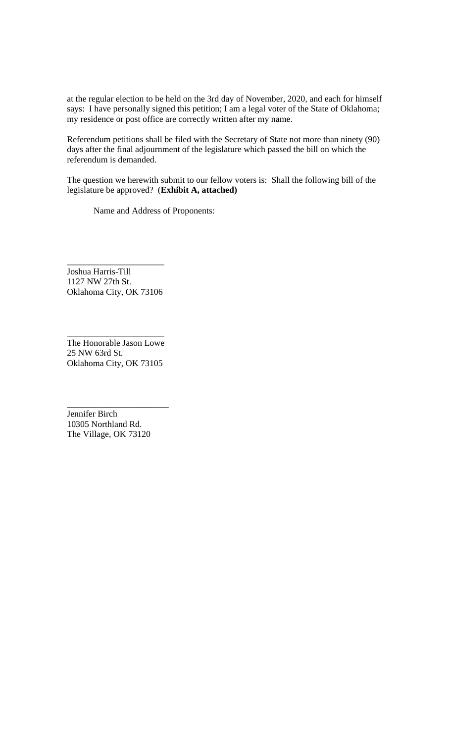at the regular election to be held on the 3rd day of November, 2020, and each for himself says: I have personally signed this petition; I am a legal voter of the State of Oklahoma; my residence or post office are correctly written after my name.

Referendum petitions shall be filed with the Secretary of State not more than ninety (90) days after the final adjournment of the legislature which passed the bill on which the referendum is demanded.

The question we herewith submit to our fellow voters is: Shall the following bill of the legislature be approved? (**Exhibit A, attached)**

Name and Address of Proponents:

______________________
Joshua Harris-Till
1127 NW 27th St.
Oklahoma City, OK 73106

______________________
The Honorable Jason Lowe
25 NW 63rd St.
Oklahoma City, OK 73105

_______________________
Jennifer Birch
10305 Northland Rd.
The Village, OK 73120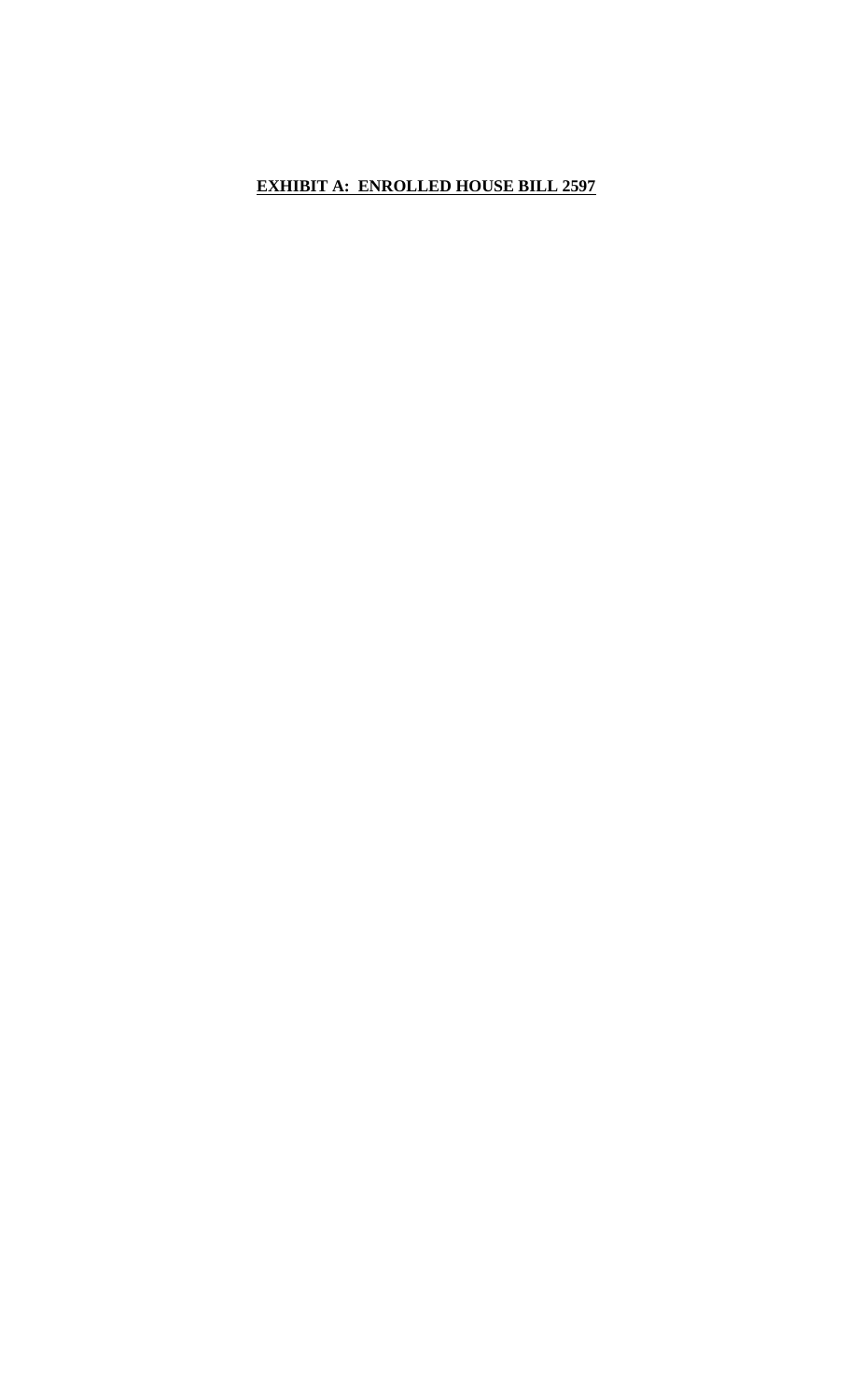**EXHIBIT A: ENROLLED HOUSE BILL 2597**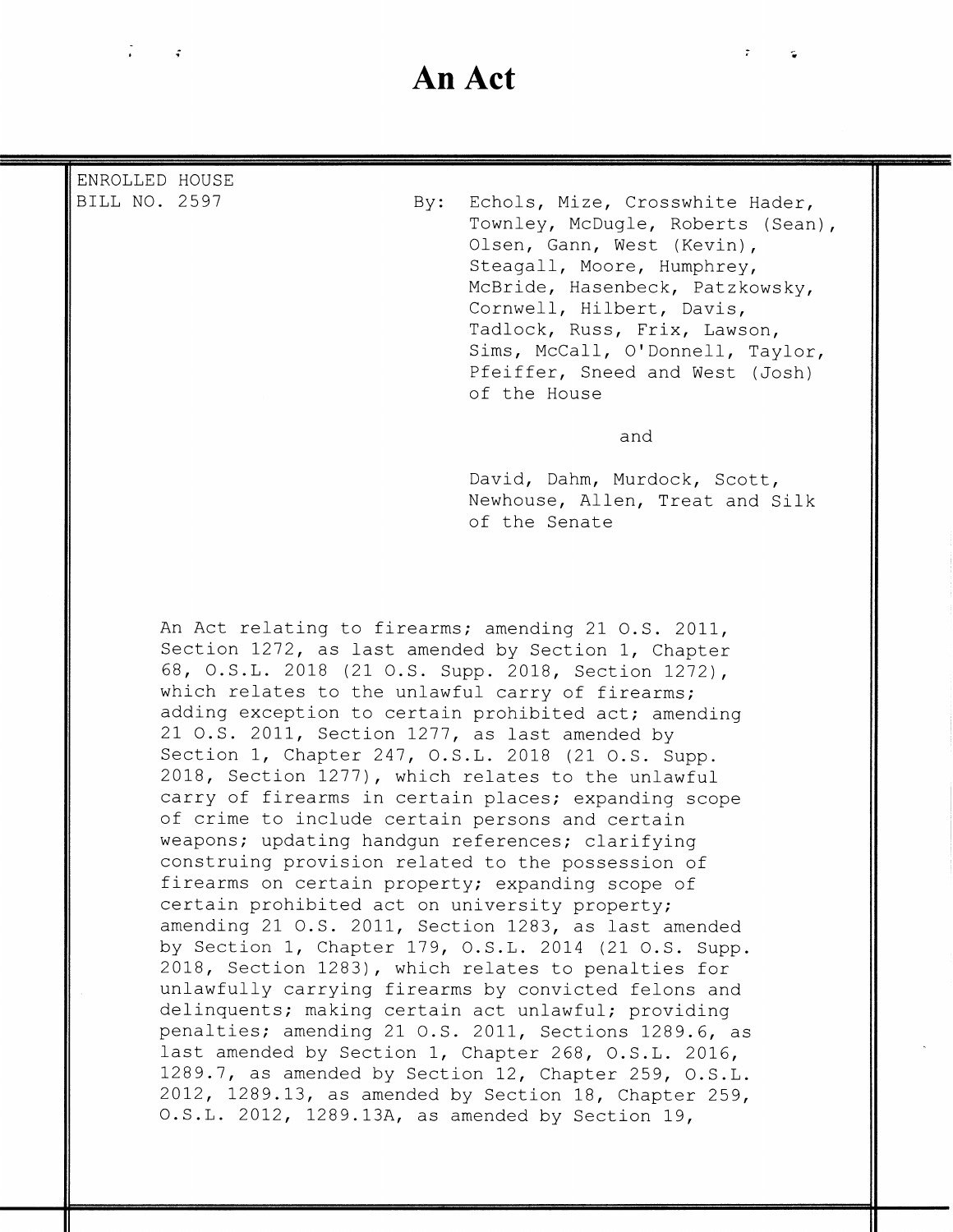# An Act

ENROLLED HOUSE
BILL NO. 2597

By: Echols, Mize, Crosswhite Hader, Townley, McDugle, Roberts (Sean), Olsen, Gann, West (Kevin), Steagall, Moore, Humphrey, McBride, Hasenbeck, Patzkowsky, Cornwell, Hilbert, Davis, Tadlock, Russ, Frix, Lawson, Sims, McCall, O'Donnell, Taylor, Pfeiffer, Sneed and West (Josh) of the House

and

David, Dahm, Murdock, Scott, Newhouse, Allen, Treat and Silk of the Senate

An Act relating to firearms; amending 21 O.S. 2011, Section 1272, as last amended by Section 1, Chapter 68, O.S.L. 2018 (21 O.S. Supp. 2018, Section 1272), which relates to the unlawful carry of firearms; adding exception to certain prohibited act; amending 21 O.S. 2011, Section 1277, as last amended by Section 1, Chapter 247, O.S.L. 2018 (21 O.S. Supp. 2018, Section 1277), which relates to the unlawful carry of firearms in certain places; expanding scope of crime to include certain persons and certain weapons; updating handgun references; clarifying construing provision related to the possession of firearms on certain property; expanding scope of certain prohibited act on university property; amending 21 O.S. 2011, Section 1283, as last amended by Section 1, Chapter 179, O.S.L. 2014 (21 O.S. Supp. 2018, Section 1283), which relates to penalties for unlawfully carrying firearms by convicted felons and delinquents; making certain act unlawful; providing penalties; amending 21 O.S. 2011, Sections 1289.6, as last amended by Section 1, Chapter 268, O.S.L. 2016, 1289.7, as amended by Section 12, Chapter 259, O.S.L. 2012, 1289.13, as amended by Section 18, Chapter 259, O.S.L. 2012, 1289.13A, as amended by Section 19,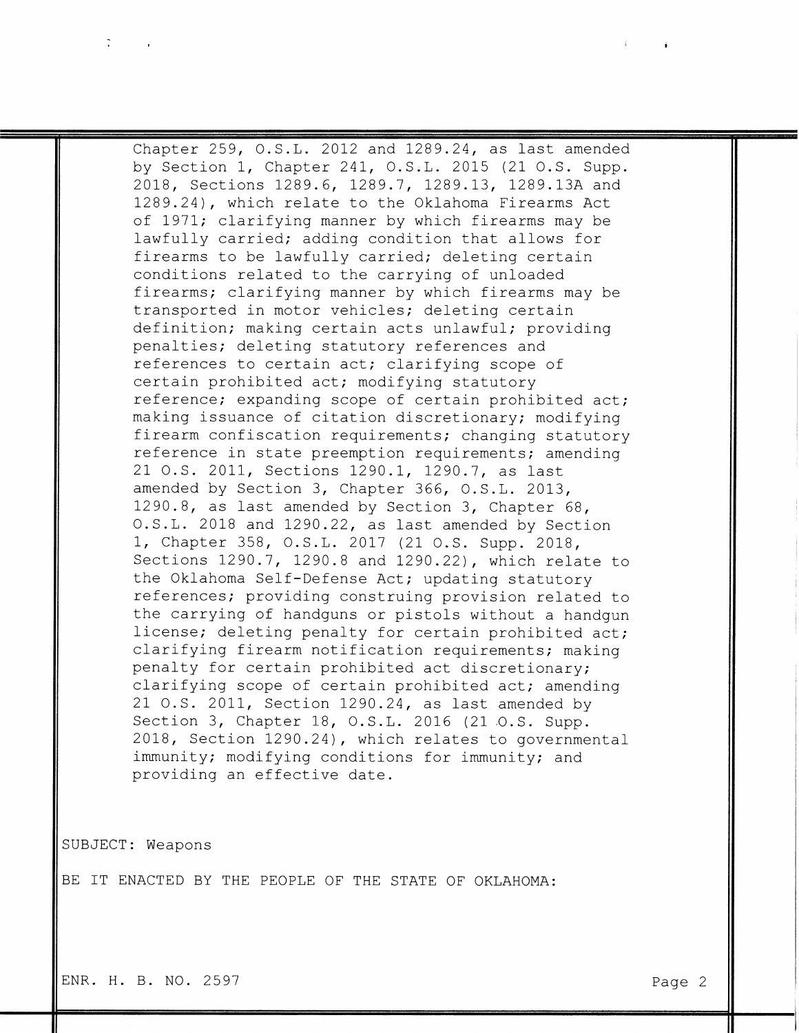Chapter 259, O.S.L. 2012 and 1289.24, as last amended by Section 1, Chapter 241, O.S.L. 2015 (21 O.S. Supp. 2018, Sections 1289.6, 1289.7, 1289.13, 1289.13A and 1289.24), which relate to the Oklahoma Firearms Act of 1971; clarifying manner by which firearms may be lawfully carried; adding condition that allows for firearms to be lawfully carried; deleting certain conditions related to the carrying of unloaded firearms; clarifying manner by which firearms may be transported in motor vehicles; deleting certain definition; making certain acts unlawful; providing penalties; deleting statutory references and references to certain act; clarifying scope of certain prohibited act; modifying statutory reference; expanding scope of certain prohibited act; making issuance of citation discretionary; modifying firearm confiscation requirements; changing statutory reference in state preemption requirements; amending 21 O.S. 2011, Sections 1290.1, 1290.7, as last amended by Section 3, Chapter 366, O.S.L. 2013, 1290.8, as last amended by Section 3, Chapter 68, O.S.L. 2018 and 1290.22, as last amended by Section 1, Chapter 358, O.S.L. 2017 (21 O.S. Supp. 2018, Sections 1290.7, 1290.8 and 1290.22), which relate to the Oklahoma Self-Defense Act; updating statutory references; providing construing provision related to the carrying of handguns or pistols without a handgun license; deleting penalty for certain prohibited act; clarifying firearm notification requirements; making penalty for certain prohibited act discretionary; clarifying scope of certain prohibited act; amending 21 O.S. 2011, Section 1290.24, as last amended by Section 3, Chapter 18, O.S.L. 2016 (21 O.S. Supp. 2018, Section 1290.24), which relates to governmental immunity; modifying conditions for immunity; and providing an effective date.

SUBJECT: Weapons

BE IT ENACTED BY THE PEOPLE OF THE STATE OF OKLAHOMA: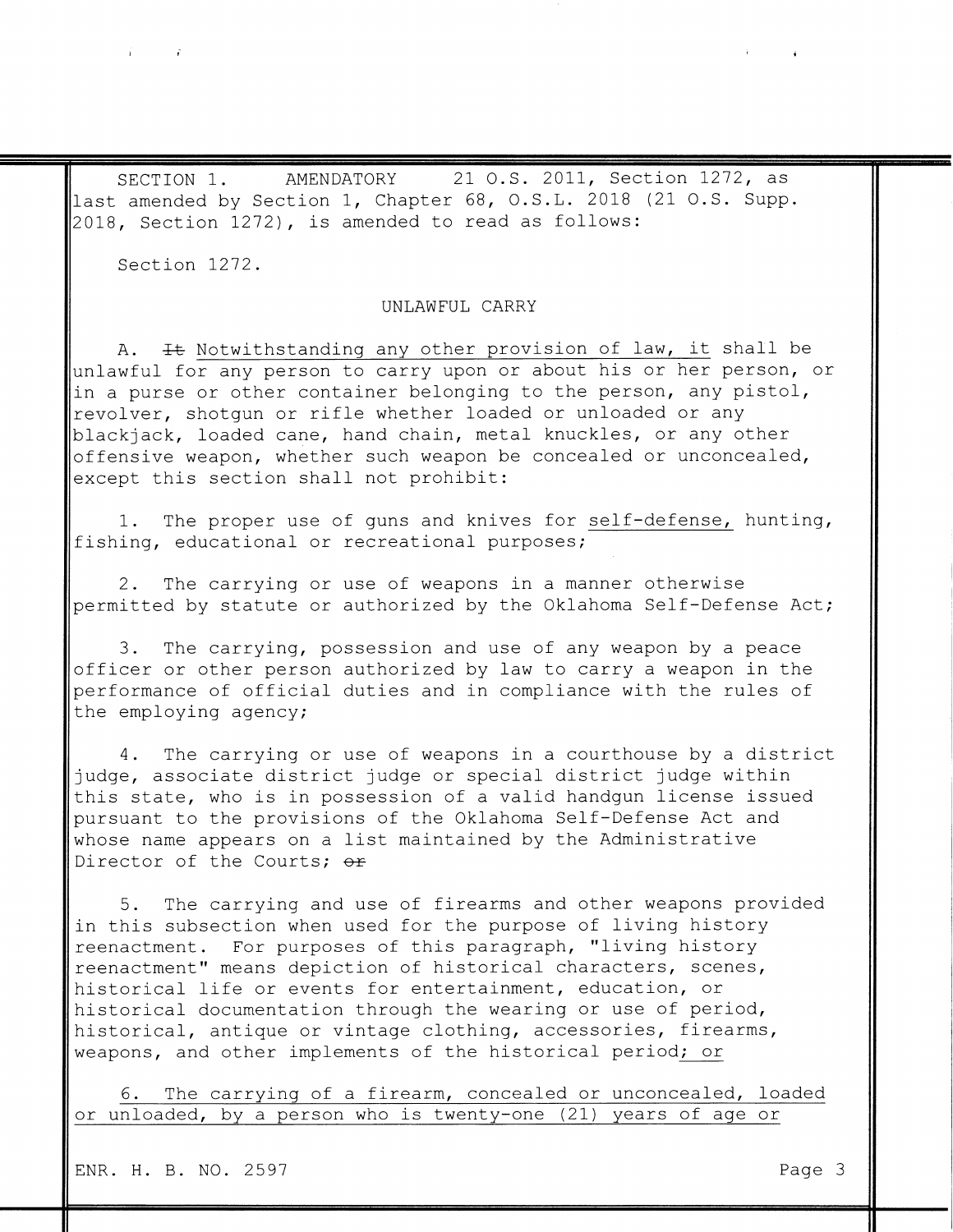SECTION 1. AMENDATORY 21 O.S. 2011, Section 1272, as last amended by Section 1, Chapter 68, O.S.L. 2018 (21 O.S. Supp. 2018, Section 1272), is amended to read as follows:

Section 1272.

UNLAWFUL CARRY

A. ~~It~~ Notwithstanding any other provision of law, it shall be unlawful for any person to carry upon or about his or her person, or in a purse or other container belonging to the person, any pistol, revolver, shotgun or rifle whether loaded or unloaded or any blackjack, loaded cane, hand chain, metal knuckles, or any other offensive weapon, whether such weapon be concealed or unconcealed, except this section shall not prohibit:

1. The proper use of guns and knives for self-defense, hunting, fishing, educational or recreational purposes;

2. The carrying or use of weapons in a manner otherwise permitted by statute or authorized by the Oklahoma Self-Defense Act;

3. The carrying, possession and use of any weapon by a peace officer or other person authorized by law to carry a weapon in the performance of official duties and in compliance with the rules of the employing agency;

4. The carrying or use of weapons in a courthouse by a district judge, associate district judge or special district judge within this state, who is in possession of a valid handgun license issued pursuant to the provisions of the Oklahoma Self-Defense Act and whose name appears on a list maintained by the Administrative Director of the Courts; ~~or~~

5. The carrying and use of firearms and other weapons provided in this subsection when used for the purpose of living history reenactment. For purposes of this paragraph, "living history reenactment" means depiction of historical characters, scenes, historical life or events for entertainment, education, or historical documentation through the wearing or use of period, historical, antique or vintage clothing, accessories, firearms, weapons, and other implements of the historical period; or

6. The carrying of a firearm, concealed or unconcealed, loaded or unloaded, by a person who is twenty-one (21) years of age or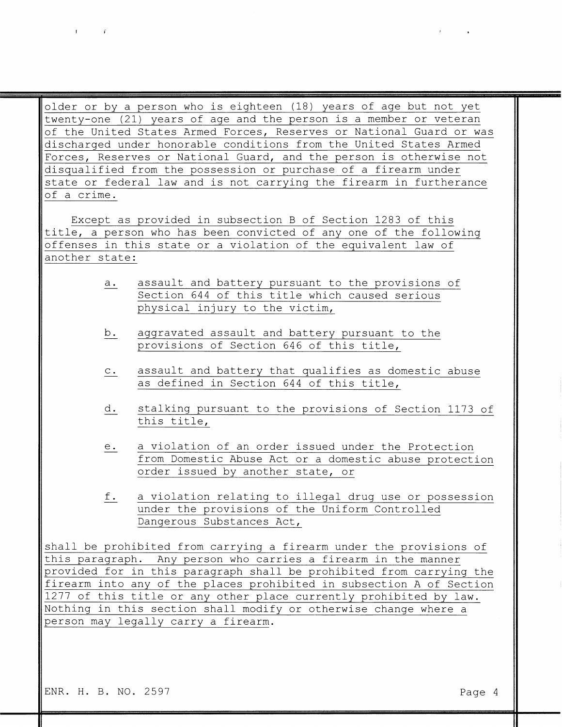older or by a person who is eighteen (18) years of age but not yet twenty-one (21) years of age and the person is a member or veteran of the United States Armed Forces, Reserves or National Guard or was discharged under honorable conditions from the United States Armed Forces, Reserves or National Guard, and the person is otherwise not disqualified from the possession or purchase of a firearm under state or federal law and is not carrying the firearm in furtherance of a crime.

Except as provided in subsection B of Section 1283 of this title, a person who has been convicted of any one of the following offenses in this state or a violation of the equivalent law of another state:

a. assault and battery pursuant to the provisions of Section 644 of this title which caused serious physical injury to the victim,

b. aggravated assault and battery pursuant to the provisions of Section 646 of this title,

c. assault and battery that qualifies as domestic abuse as defined in Section 644 of this title,

d. stalking pursuant to the provisions of Section 1173 of this title,

e. a violation of an order issued under the Protection from Domestic Abuse Act or a domestic abuse protection order issued by another state, or

f. a violation relating to illegal drug use or possession under the provisions of the Uniform Controlled Dangerous Substances Act,

shall be prohibited from carrying a firearm under the provisions of this paragraph. Any person who carries a firearm in the manner provided for in this paragraph shall be prohibited from carrying the firearm into any of the places prohibited in subsection A of Section 1277 of this title or any other place currently prohibited by law. Nothing in this section shall modify or otherwise change where a person may legally carry a firearm.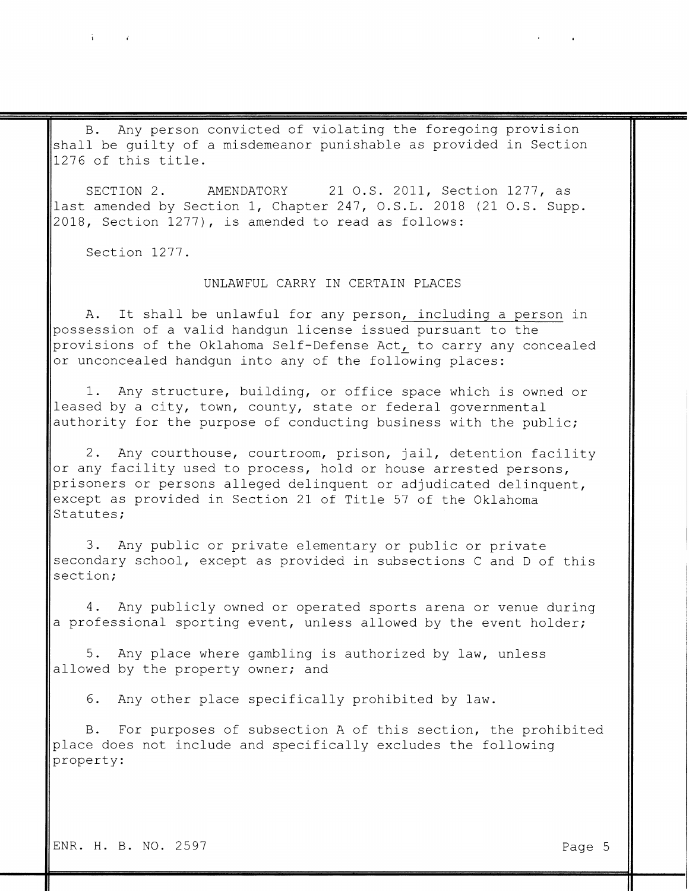B. Any person convicted of violating the foregoing provision shall be guilty of a misdemeanor punishable as provided in Section 1276 of this title.

SECTION 2. AMENDATORY 21 O.S. 2011, Section 1277, as last amended by Section 1, Chapter 247, O.S.L. 2018 (21 O.S. Supp. 2018, Section 1277), is amended to read as follows:

Section 1277.

UNLAWFUL CARRY IN CERTAIN PLACES

A. It shall be unlawful for any person, including a person in possession of a valid handgun license issued pursuant to the provisions of the Oklahoma Self-Defense Act, to carry any concealed or unconcealed handgun into any of the following places:

1. Any structure, building, or office space which is owned or leased by a city, town, county, state or federal governmental authority for the purpose of conducting business with the public;

2. Any courthouse, courtroom, prison, jail, detention facility or any facility used to process, hold or house arrested persons, prisoners or persons alleged delinquent or adjudicated delinquent, except as provided in Section 21 of Title 57 of the Oklahoma Statutes;

3. Any public or private elementary or public or private secondary school, except as provided in subsections C and D of this section;

4. Any publicly owned or operated sports arena or venue during a professional sporting event, unless allowed by the event holder;

5. Any place where gambling is authorized by law, unless allowed by the property owner; and

6. Any other place specifically prohibited by law.

B. For purposes of subsection A of this section, the prohibited place does not include and specifically excludes the following property: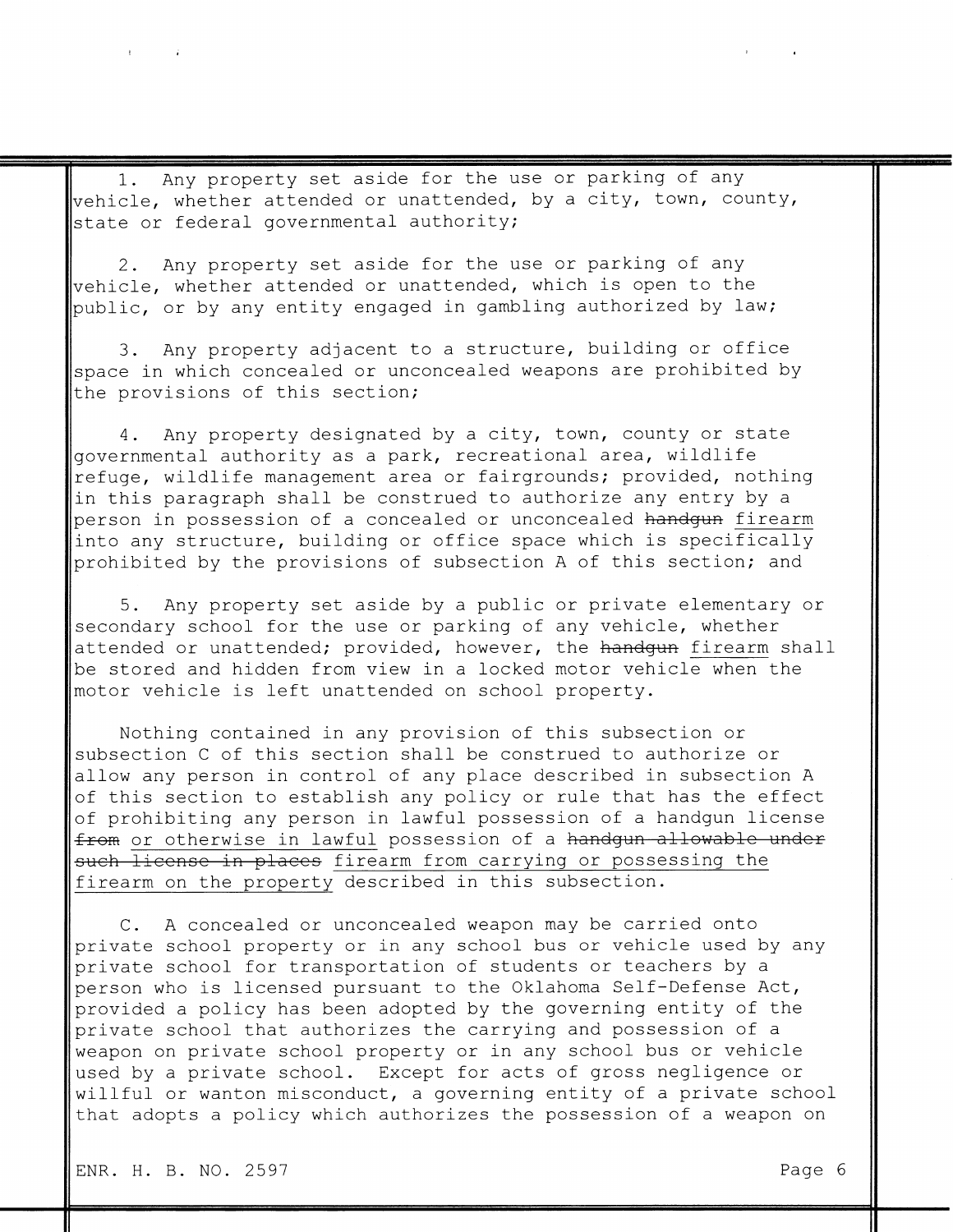1. Any property set aside for the use or parking of any vehicle, whether attended or unattended, by a city, town, county, state or federal governmental authority;

2. Any property set aside for the use or parking of any vehicle, whether attended or unattended, which is open to the public, or by any entity engaged in gambling authorized by law;

3. Any property adjacent to a structure, building or office space in which concealed or unconcealed weapons are prohibited by the provisions of this section;

4. Any property designated by a city, town, county or state governmental authority as a park, recreational area, wildlife refuge, wildlife management area or fairgrounds; provided, nothing in this paragraph shall be construed to authorize any entry by a person in possession of a concealed or unconcealed ~~handgun~~ <u>firearm</u> into any structure, building or office space which is specifically prohibited by the provisions of subsection A of this section; and

5. Any property set aside by a public or private elementary or secondary school for the use or parking of any vehicle, whether attended or unattended; provided, however, the ~~handgun~~ <u>firearm</u> shall be stored and hidden from view in a locked motor vehicle when the motor vehicle is left unattended on school property.

Nothing contained in any provision of this subsection or subsection C of this section shall be construed to authorize or allow any person in control of any place described in subsection A of this section to establish any policy or rule that has the effect of prohibiting any person in lawful possession of a handgun license ~~from~~ <u>or otherwise in lawful</u> possession of a ~~handgun allowable under such license in places~~ <u>firearm from carrying or possessing the firearm on the property</u> described in this subsection.

C. A concealed or unconcealed weapon may be carried onto private school property or in any school bus or vehicle used by any private school for transportation of students or teachers by a person who is licensed pursuant to the Oklahoma Self-Defense Act, provided a policy has been adopted by the governing entity of the private school that authorizes the carrying and possession of a weapon on private school property or in any school bus or vehicle used by a private school. Except for acts of gross negligence or willful or wanton misconduct, a governing entity of a private school that adopts a policy which authorizes the possession of a weapon on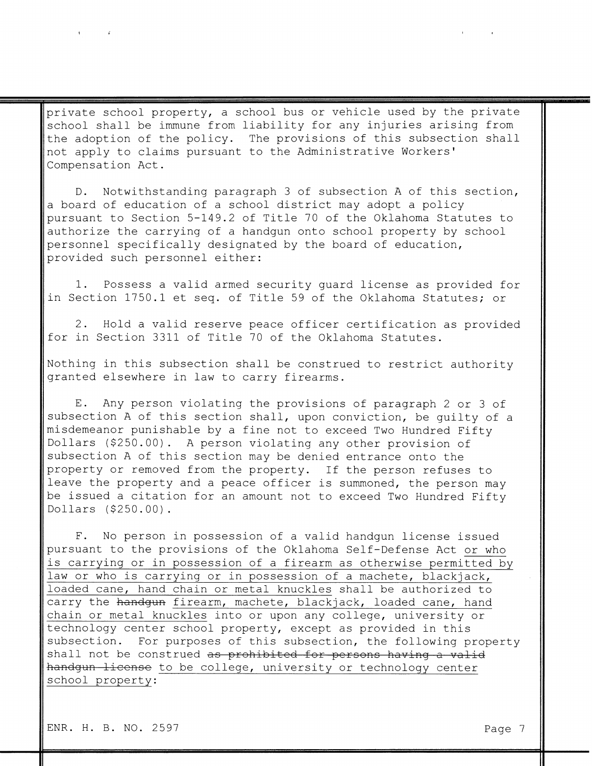private school property, a school bus or vehicle used by the private school shall be immune from liability for any injuries arising from the adoption of the policy. The provisions of this subsection shall not apply to claims pursuant to the Administrative Workers' Compensation Act.

D. Notwithstanding paragraph 3 of subsection A of this section, a board of education of a school district may adopt a policy pursuant to Section 5-149.2 of Title 70 of the Oklahoma Statutes to authorize the carrying of a handgun onto school property by school personnel specifically designated by the board of education, provided such personnel either:

1. Possess a valid armed security guard license as provided for in Section 1750.1 et seq. of Title 59 of the Oklahoma Statutes; or

2. Hold a valid reserve peace officer certification as provided for in Section 3311 of Title 70 of the Oklahoma Statutes.

Nothing in this subsection shall be construed to restrict authority granted elsewhere in law to carry firearms.

E. Any person violating the provisions of paragraph 2 or 3 of subsection A of this section shall, upon conviction, be guilty of a misdemeanor punishable by a fine not to exceed Two Hundred Fifty Dollars ($250.00). A person violating any other provision of subsection A of this section may be denied entrance onto the property or removed from the property. If the person refuses to leave the property and a peace officer is summoned, the person may be issued a citation for an amount not to exceed Two Hundred Fifty Dollars ($250.00).

F. No person in possession of a valid handgun license issued pursuant to the provisions of the Oklahoma Self-Defense Act <u>or who is carrying or in possession of a firearm as otherwise permitted by law or who is carrying or in possession of a machete, blackjack, loaded cane, hand chain or metal knuckles</u> shall be authorized to carry the ~~handgun~~ <u>firearm, machete, blackjack, loaded cane, hand chain or metal knuckles</u> into or upon any college, university or technology center school property, except as provided in this subsection. For purposes of this subsection, the following property shall not be construed ~~as prohibited for persons having a valid handgun license~~ <u>to be college, university or technology center school property</u>: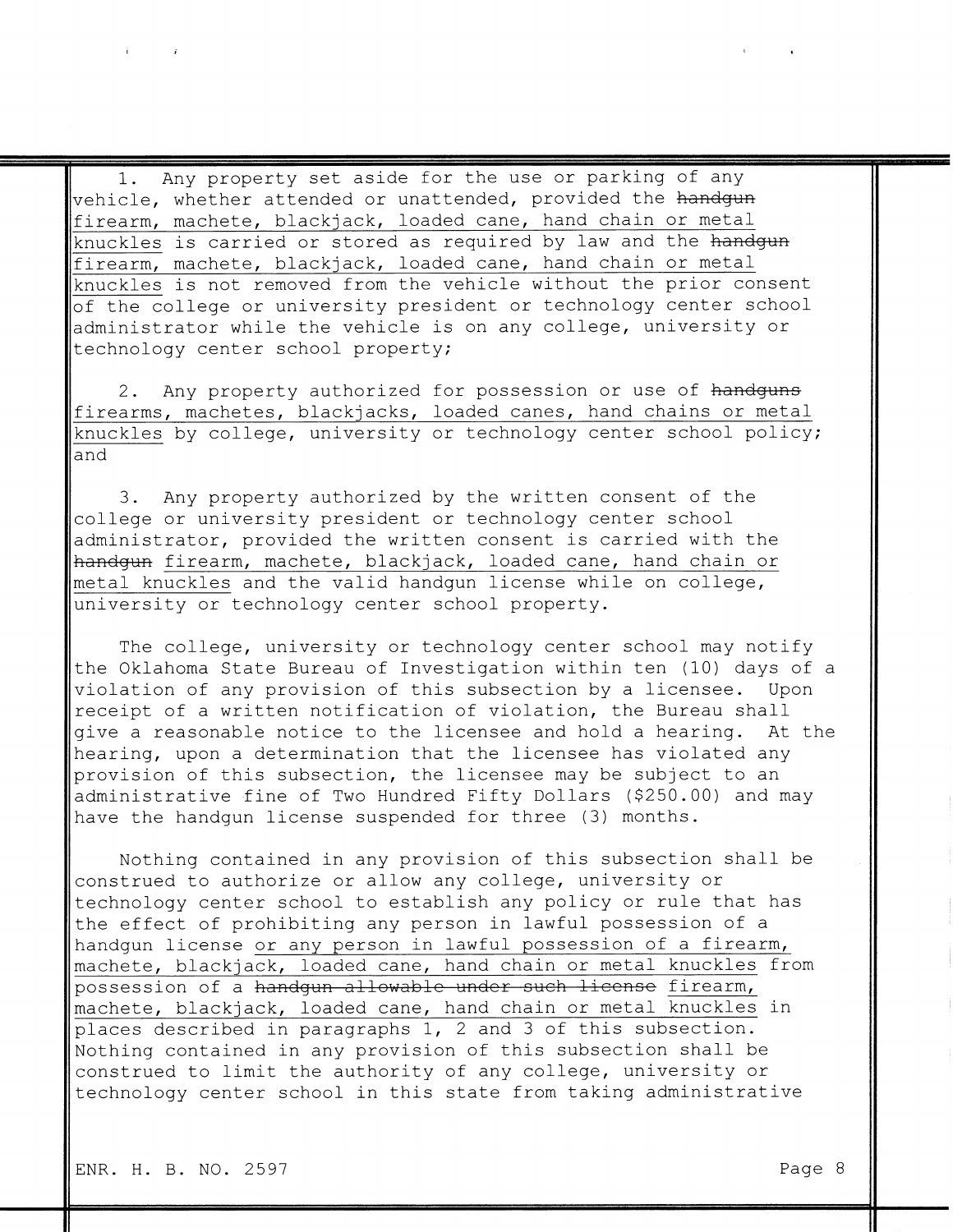1. Any property set aside for the use or parking of any vehicle, whether attended or unattended, provided the ~~handgun~~ <u>firearm, machete, blackjack, loaded cane, hand chain or metal knuckles</u> is carried or stored as required by law and the ~~handgun~~ <u>firearm, machete, blackjack, loaded cane, hand chain or metal knuckles</u> is not removed from the vehicle without the prior consent of the college or university president or technology center school administrator while the vehicle is on any college, university or technology center school property;

2. Any property authorized for possession or use of ~~handguns~~ <u>firearms, machetes, blackjacks, loaded canes, hand chains or metal knuckles</u> by college, university or technology center school policy; and

3. Any property authorized by the written consent of the college or university president or technology center school administrator, provided the written consent is carried with the ~~handgun~~ <u>firearm, machete, blackjack, loaded cane, hand chain or metal knuckles</u> and the valid handgun license while on college, university or technology center school property.

The college, university or technology center school may notify the Oklahoma State Bureau of Investigation within ten (10) days of a violation of any provision of this subsection by a licensee. Upon receipt of a written notification of violation, the Bureau shall give a reasonable notice to the licensee and hold a hearing. At the hearing, upon a determination that the licensee has violated any provision of this subsection, the licensee may be subject to an administrative fine of Two Hundred Fifty Dollars ($250.00) and may have the handgun license suspended for three (3) months.

Nothing contained in any provision of this subsection shall be construed to authorize or allow any college, university or technology center school to establish any policy or rule that has the effect of prohibiting any person in lawful possession of a handgun license <u>or any person in lawful possession of a firearm, machete, blackjack, loaded cane, hand chain or metal knuckles</u> from possession of a ~~handgun allowable under such license~~ <u>firearm, machete, blackjack, loaded cane, hand chain or metal knuckles</u> in places described in paragraphs 1, 2 and 3 of this subsection. Nothing contained in any provision of this subsection shall be construed to limit the authority of any college, university or technology center school in this state from taking administrative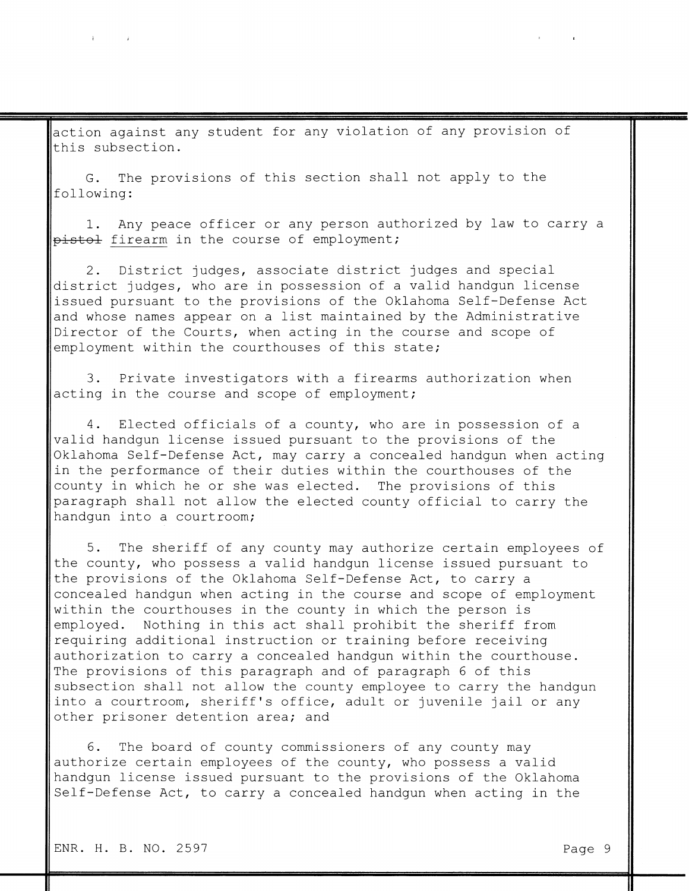action against any student for any violation of any provision of this subsection.

G. The provisions of this section shall not apply to the following:

1. Any peace officer or any person authorized by law to carry a ~~pistol~~ firearm in the course of employment;

2. District judges, associate district judges and special district judges, who are in possession of a valid handgun license issued pursuant to the provisions of the Oklahoma Self-Defense Act and whose names appear on a list maintained by the Administrative Director of the Courts, when acting in the course and scope of employment within the courthouses of this state;

3. Private investigators with a firearms authorization when acting in the course and scope of employment;

4. Elected officials of a county, who are in possession of a valid handgun license issued pursuant to the provisions of the Oklahoma Self-Defense Act, may carry a concealed handgun when acting in the performance of their duties within the courthouses of the county in which he or she was elected. The provisions of this paragraph shall not allow the elected county official to carry the handgun into a courtroom;

5. The sheriff of any county may authorize certain employees of the county, who possess a valid handgun license issued pursuant to the provisions of the Oklahoma Self-Defense Act, to carry a concealed handgun when acting in the course and scope of employment within the courthouses in the county in which the person is employed. Nothing in this act shall prohibit the sheriff from requiring additional instruction or training before receiving authorization to carry a concealed handgun within the courthouse. The provisions of this paragraph and of paragraph 6 of this subsection shall not allow the county employee to carry the handgun into a courtroom, sheriff's office, adult or juvenile jail or any other prisoner detention area; and

6. The board of county commissioners of any county may authorize certain employees of the county, who possess a valid handgun license issued pursuant to the provisions of the Oklahoma Self-Defense Act, to carry a concealed handgun when acting in the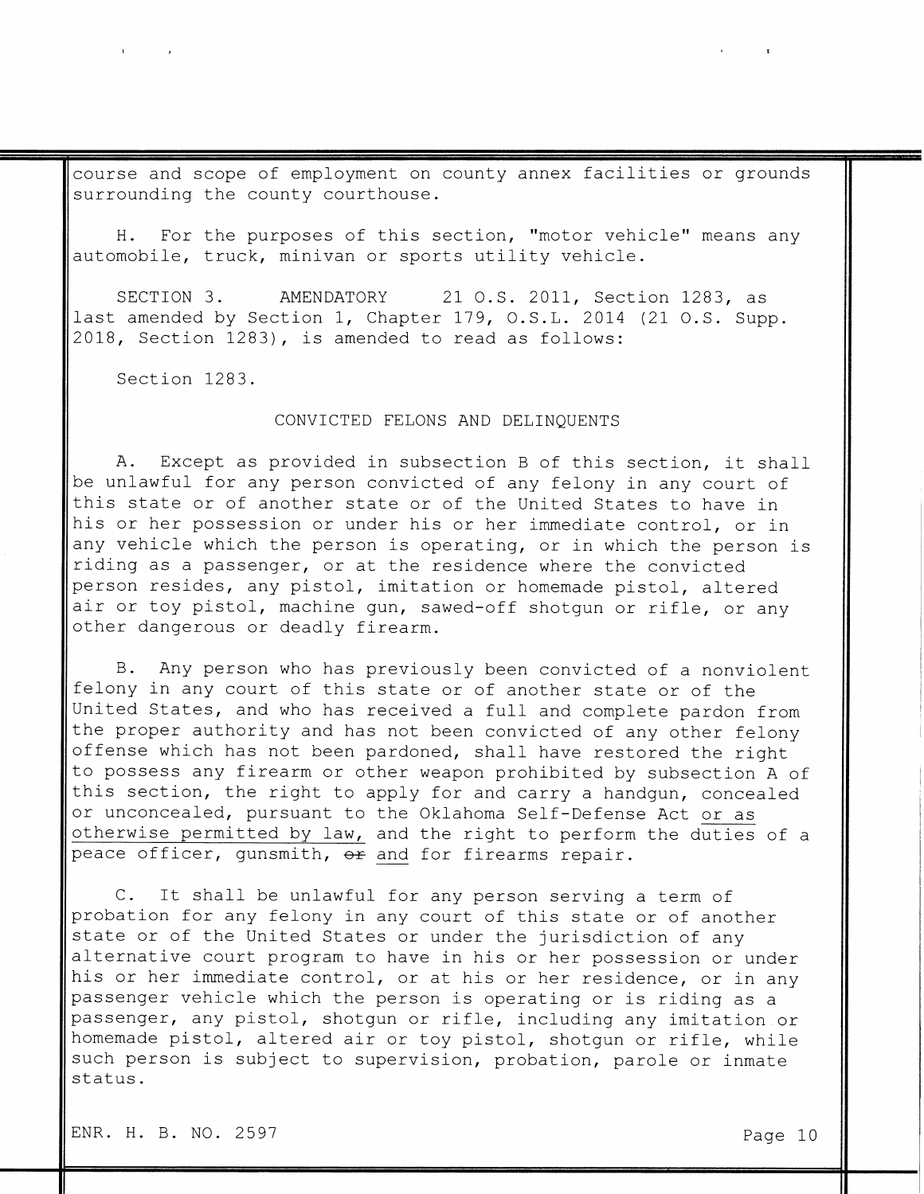course and scope of employment on county annex facilities or grounds surrounding the county courthouse.

H. For the purposes of this section, "motor vehicle" means any automobile, truck, minivan or sports utility vehicle.

SECTION 3. AMENDATORY 21 O.S. 2011, Section 1283, as last amended by Section 1, Chapter 179, O.S.L. 2014 (21 O.S. Supp. 2018, Section 1283), is amended to read as follows:

Section 1283.

CONVICTED FELONS AND DELINQUENTS

A. Except as provided in subsection B of this section, it shall be unlawful for any person convicted of any felony in any court of this state or of another state or of the United States to have in his or her possession or under his or her immediate control, or in any vehicle which the person is operating, or in which the person is riding as a passenger, or at the residence where the convicted person resides, any pistol, imitation or homemade pistol, altered air or toy pistol, machine gun, sawed-off shotgun or rifle, or any other dangerous or deadly firearm.

B. Any person who has previously been convicted of a nonviolent felony in any court of this state or of another state or of the United States, and who has received a full and complete pardon from the proper authority and has not been convicted of any other felony offense which has not been pardoned, shall have restored the right to possess any firearm or other weapon prohibited by subsection A of this section, the right to apply for and carry a handgun, concealed or unconcealed, pursuant to the Oklahoma Self-Defense Act <u>or as otherwise permitted by law,</u> and the right to perform the duties of a peace officer, gunsmith, ~~or~~ <u>and</u> for firearms repair.

C. It shall be unlawful for any person serving a term of probation for any felony in any court of this state or of another state or of the United States or under the jurisdiction of any alternative court program to have in his or her possession or under his or her immediate control, or at his or her residence, or in any passenger vehicle which the person is operating or is riding as a passenger, any pistol, shotgun or rifle, including any imitation or homemade pistol, altered air or toy pistol, shotgun or rifle, while such person is subject to supervision, probation, parole or inmate status.

ENR. H. B. NO. 2597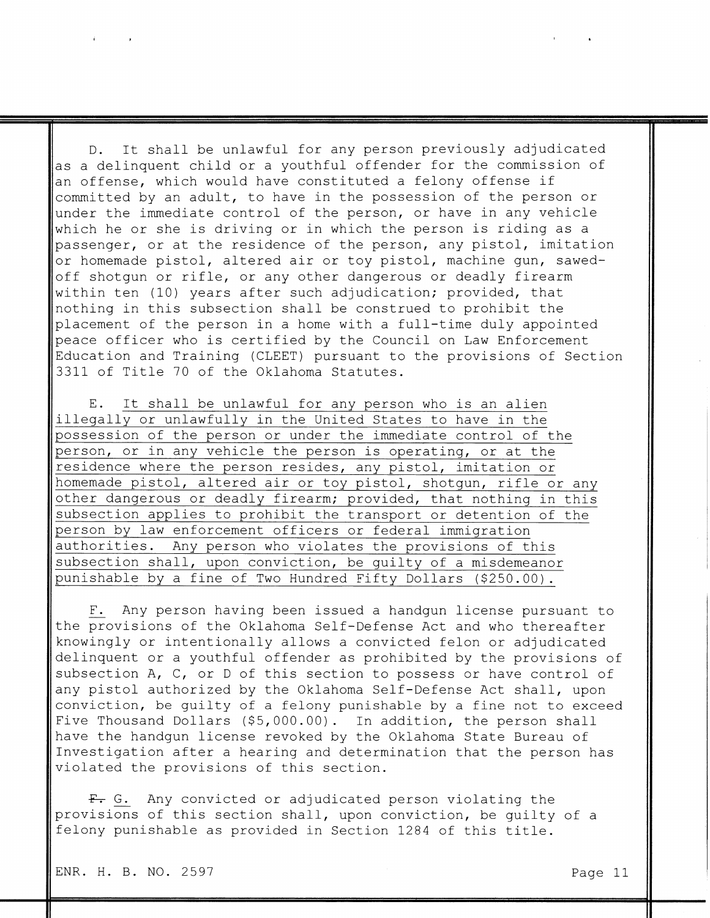D. It shall be unlawful for any person previously adjudicated as a delinquent child or a youthful offender for the commission of an offense, which would have constituted a felony offense if committed by an adult, to have in the possession of the person or under the immediate control of the person, or have in any vehicle which he or she is driving or in which the person is riding as a passenger, or at the residence of the person, any pistol, imitation or homemade pistol, altered air or toy pistol, machine gun, sawed-off shotgun or rifle, or any other dangerous or deadly firearm within ten (10) years after such adjudication; provided, that nothing in this subsection shall be construed to prohibit the placement of the person in a home with a full-time duly appointed peace officer who is certified by the Council on Law Enforcement Education and Training (CLEET) pursuant to the provisions of Section 3311 of Title 70 of the Oklahoma Statutes.

E. <u>It shall be unlawful for any person who is an alien illegally or unlawfully in the United States to have in the possession of the person or under the immediate control of the person, or in any vehicle the person is operating, or at the residence where the person resides, any pistol, imitation or homemade pistol, altered air or toy pistol, shotgun, rifle or any other dangerous or deadly firearm; provided, that nothing in this subsection applies to prohibit the transport or detention of the person by law enforcement officers or federal immigration authorities. Any person who violates the provisions of this subsection shall, upon conviction, be guilty of a misdemeanor punishable by a fine of Two Hundred Fifty Dollars ($250.00).</u>

<u>F.</u> Any person having been issued a handgun license pursuant to the provisions of the Oklahoma Self-Defense Act and who thereafter knowingly or intentionally allows a convicted felon or adjudicated delinquent or a youthful offender as prohibited by the provisions of subsection A, C, or D of this section to possess or have control of any pistol authorized by the Oklahoma Self-Defense Act shall, upon conviction, be guilty of a felony punishable by a fine not to exceed Five Thousand Dollars ($5,000.00). In addition, the person shall have the handgun license revoked by the Oklahoma State Bureau of Investigation after a hearing and determination that the person has violated the provisions of this section.

~~F.~~ <u>G.</u> Any convicted or adjudicated person violating the provisions of this section shall, upon conviction, be guilty of a felony punishable as provided in Section 1284 of this title.

ENR. H. B. NO. 2597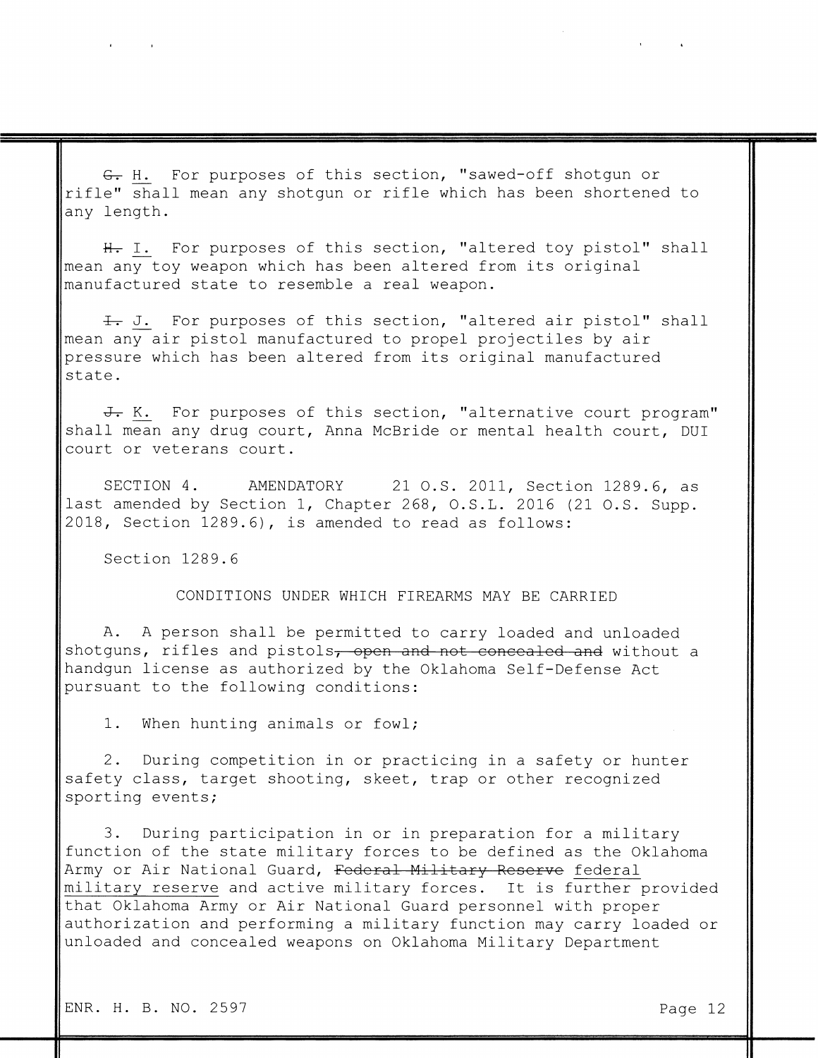~~G.~~ H. For purposes of this section, "sawed-off shotgun or rifle" shall mean any shotgun or rifle which has been shortened to any length.

~~H.~~ I. For purposes of this section, "altered toy pistol" shall mean any toy weapon which has been altered from its original manufactured state to resemble a real weapon.

~~I.~~ J. For purposes of this section, "altered air pistol" shall mean any air pistol manufactured to propel projectiles by air pressure which has been altered from its original manufactured state.

~~J.~~ K. For purposes of this section, "alternative court program" shall mean any drug court, Anna McBride or mental health court, DUI court or veterans court.

SECTION 4. AMENDATORY 21 O.S. 2011, Section 1289.6, as last amended by Section 1, Chapter 268, O.S.L. 2016 (21 O.S. Supp. 2018, Section 1289.6), is amended to read as follows:

Section 1289.6

CONDITIONS UNDER WHICH FIREARMS MAY BE CARRIED

A. A person shall be permitted to carry loaded and unloaded shotguns, rifles and pistols~~, open and not concealed and~~ without a handgun license as authorized by the Oklahoma Self-Defense Act pursuant to the following conditions:

1. When hunting animals or fowl;

2. During competition in or practicing in a safety or hunter safety class, target shooting, skeet, trap or other recognized sporting events;

3. During participation in or in preparation for a military function of the state military forces to be defined as the Oklahoma Army or Air National Guard, ~~Federal Military Reserve~~ federal military reserve and active military forces. It is further provided that Oklahoma Army or Air National Guard personnel with proper authorization and performing a military function may carry loaded or unloaded and concealed weapons on Oklahoma Military Department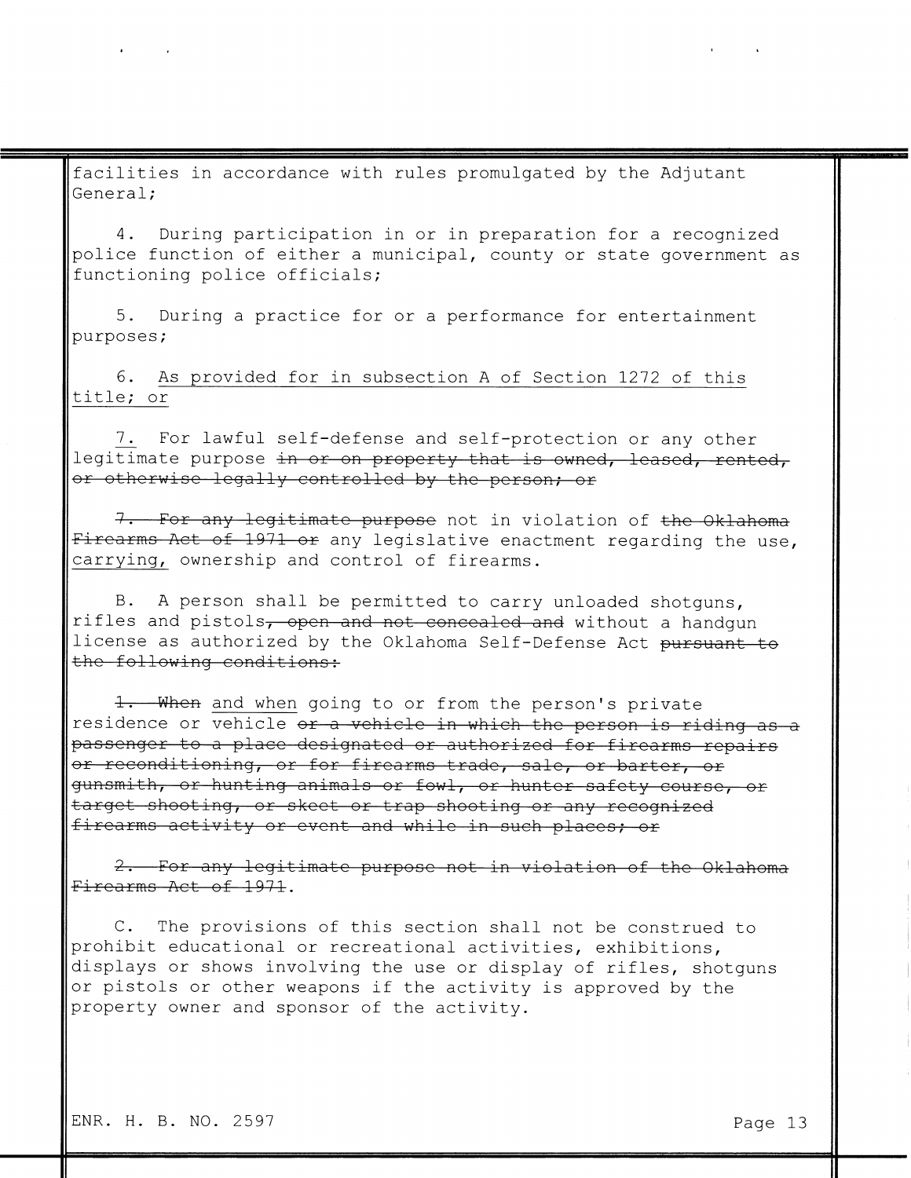facilities in accordance with rules promulgated by the Adjutant General;

4. During participation in or in preparation for a recognized police function of either a municipal, county or state government as functioning police officials;

5. During a practice for or a performance for entertainment purposes;

6. <u>As provided for in subsection A of Section 1272 of this title; or</u>

<u>7.</u> For lawful self-defense and self-protection or any other legitimate purpose ~~in or on property that is owned, leased, rented, or otherwise legally controlled by the person; or~~

~~7. For any legitimate purpose~~ not in violation of ~~the Oklahoma Firearms Act of 1971 or~~ any legislative enactment regarding the use, <u>carrying,</u> ownership and control of firearms.

B. A person shall be permitted to carry unloaded shotguns, rifles and pistols~~, open and not concealed and~~ without a handgun license as authorized by the Oklahoma Self-Defense Act ~~pursuant to the following conditions:~~

~~1. When~~ <u>and when</u> going to or from the person's private residence or vehicle ~~or a vehicle in which the person is riding as a passenger to a place designated or authorized for firearms repairs or reconditioning, or for firearms trade, sale, or barter, or gunsmith, or hunting animals or fowl, or hunter safety course, or target shooting, or skeet or trap shooting or any recognized firearms activity or event and while in such places; or~~

~~2. For any legitimate purpose not in violation of the Oklahoma Firearms Act of 1971~~.

C. The provisions of this section shall not be construed to prohibit educational or recreational activities, exhibitions, displays or shows involving the use or display of rifles, shotguns or pistols or other weapons if the activity is approved by the property owner and sponsor of the activity.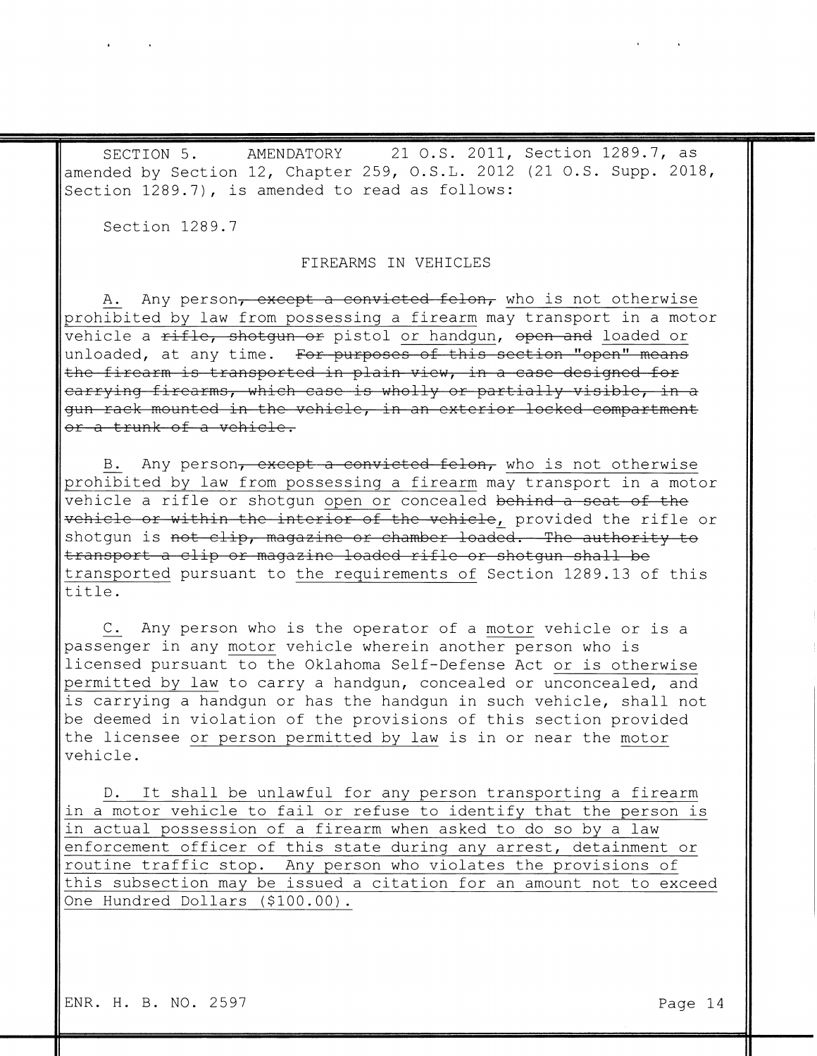SECTION 5. AMENDATORY 21 O.S. 2011, Section 1289.7, as amended by Section 12, Chapter 259, O.S.L. 2012 (21 O.S. Supp. 2018, Section 1289.7), is amended to read as follows:

Section 1289.7

FIREARMS IN VEHICLES

<u>A.</u> Any person~~, except a convicted felon,~~ <u>who is not otherwise prohibited by law from possessing a firearm</u> may transport in a motor vehicle a ~~rifle, shotgun or~~ pistol <u>or handgun</u>, ~~open and~~ loaded or unloaded, at any time. ~~For purposes of this section "open" means the firearm is transported in plain view, in a case designed for carrying firearms, which case is wholly or partially visible, in a gun rack mounted in the vehicle, in an exterior locked compartment or a trunk of a vehicle.~~

<u>B.</u> Any person~~, except a convicted felon,~~ <u>who is not otherwise prohibited by law from possessing a firearm</u> may transport in a motor vehicle a rifle or shotgun <u>open or</u> concealed ~~behind a seat of the vehicle or within the interior of the vehicle~~<u>,</u> provided the rifle or shotgun is ~~not clip, magazine or chamber loaded. The authority to transport a clip or magazine loaded rifle or shotgun shall be~~ <u>transported</u> pursuant to <u>the requirements of</u> Section 1289.13 of this title.

<u>C.</u> Any person who is the operator of a <u>motor</u> vehicle or is a passenger in any <u>motor</u> vehicle wherein another person who is licensed pursuant to the Oklahoma Self-Defense Act <u>or is otherwise permitted by law</u> to carry a handgun, concealed or unconcealed, and is carrying a handgun or has the handgun in such vehicle, shall not be deemed in violation of the provisions of this section provided the licensee <u>or person permitted by law</u> is in or near the <u>motor</u> vehicle.

<u>D. It shall be unlawful for any person transporting a firearm in a motor vehicle to fail or refuse to identify that the person is in actual possession of a firearm when asked to do so by a law enforcement officer of this state during any arrest, detainment or routine traffic stop. Any person who violates the provisions of this subsection may be issued a citation for an amount not to exceed One Hundred Dollars ($100.00).</u>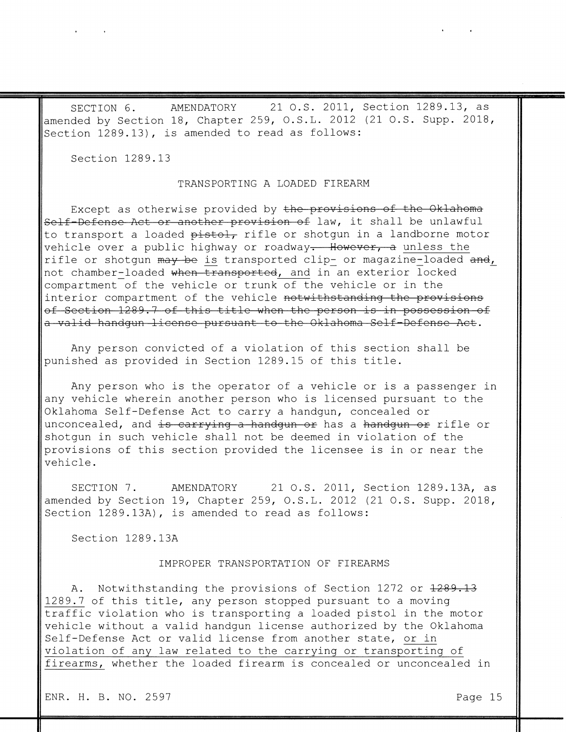SECTION 6. AMENDATORY 21 O.S. 2011, Section 1289.13, as amended by Section 18, Chapter 259, O.S.L. 2012 (21 O.S. Supp. 2018, Section 1289.13), is amended to read as follows:

Section 1289.13

TRANSPORTING A LOADED FIREARM

Except as otherwise provided by ~~the provisions of the Oklahoma Self-Defense Act or another provision of~~ law, it shall be unlawful to transport a loaded ~~pistol,~~ rifle or shotgun in a landborne motor vehicle over a public highway or roadway~~. However, a~~ <u>unless the</u> rifle or shotgun ~~may be~~ <u>is</u> transported clip<u>-</u> or magazine<u>-</u>loaded ~~and~~<u>,</u> not chamber<u>-</u>loaded ~~when transported~~<u>, and</u> in an exterior locked compartment of the vehicle or trunk of the vehicle or in the interior compartment of the vehicle ~~notwithstanding the provisions of Section 1289.7 of this title when the person is in possession of a valid handgun license pursuant to the Oklahoma Self-Defense Act~~.

Any person convicted of a violation of this section shall be punished as provided in Section 1289.15 of this title.

Any person who is the operator of a vehicle or is a passenger in any vehicle wherein another person who is licensed pursuant to the Oklahoma Self-Defense Act to carry a handgun, concealed or unconcealed, and ~~is carrying a handgun or~~ has a ~~handgun or~~ rifle or shotgun in such vehicle shall not be deemed in violation of the provisions of this section provided the licensee is in or near the vehicle.

SECTION 7. AMENDATORY 21 O.S. 2011, Section 1289.13A, as amended by Section 19, Chapter 259, O.S.L. 2012 (21 O.S. Supp. 2018, Section 1289.13A), is amended to read as follows:

Section 1289.13A

IMPROPER TRANSPORTATION OF FIREARMS

A. Notwithstanding the provisions of Section 1272 or ~~1289.13~~ <u>1289.7</u> of this title, any person stopped pursuant to a moving traffic violation who is transporting a loaded pistol in the motor vehicle without a valid handgun license authorized by the Oklahoma Self-Defense Act or valid license from another state, <u>or in violation of any law related to the carrying or transporting of firearms,</u> whether the loaded firearm is concealed or unconcealed in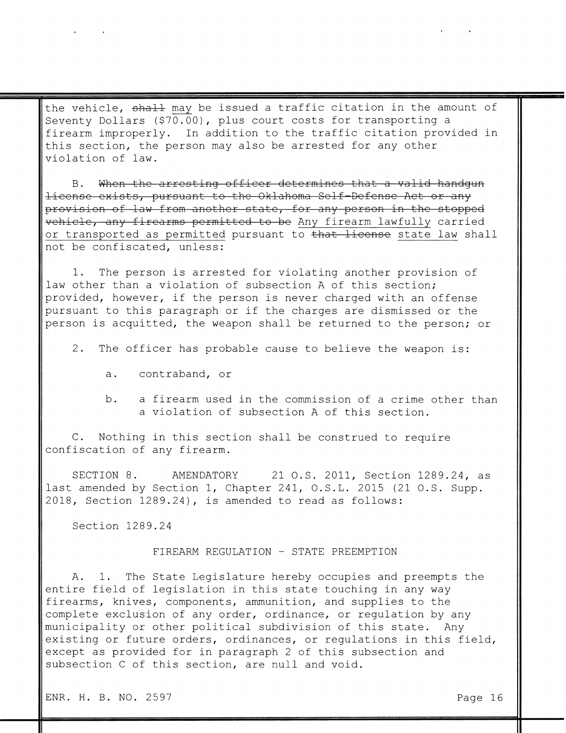the vehicle, ~~shall~~ may be issued a traffic citation in the amount of Seventy Dollars ($70.00), plus court costs for transporting a firearm improperly. In addition to the traffic citation provided in this section, the person may also be arrested for any other violation of law.

B. ~~When the arresting officer determines that a valid handgun license exists, pursuant to the Oklahoma Self-Defense Act or any provision of law from another state, for any person in the stopped vehicle, any firearms permitted to be~~ Any firearm lawfully carried or transported as permitted pursuant to ~~that license~~ state law shall not be confiscated, unless:

1. The person is arrested for violating another provision of law other than a violation of subsection A of this section; provided, however, if the person is never charged with an offense pursuant to this paragraph or if the charges are dismissed or the person is acquitted, the weapon shall be returned to the person; or

2. The officer has probable cause to believe the weapon is:

   a. contraband, or

   b. a firearm used in the commission of a crime other than a violation of subsection A of this section.

C. Nothing in this section shall be construed to require confiscation of any firearm.

SECTION 8. AMENDATORY 21 O.S. 2011, Section 1289.24, as last amended by Section 1, Chapter 241, O.S.L. 2015 (21 O.S. Supp. 2018, Section 1289.24), is amended to read as follows:

Section 1289.24

FIREARM REGULATION - STATE PREEMPTION

A. 1. The State Legislature hereby occupies and preempts the entire field of legislation in this state touching in any way firearms, knives, components, ammunition, and supplies to the complete exclusion of any order, ordinance, or regulation by any municipality or other political subdivision of this state. Any existing or future orders, ordinances, or regulations in this field, except as provided for in paragraph 2 of this subsection and subsection C of this section, are null and void.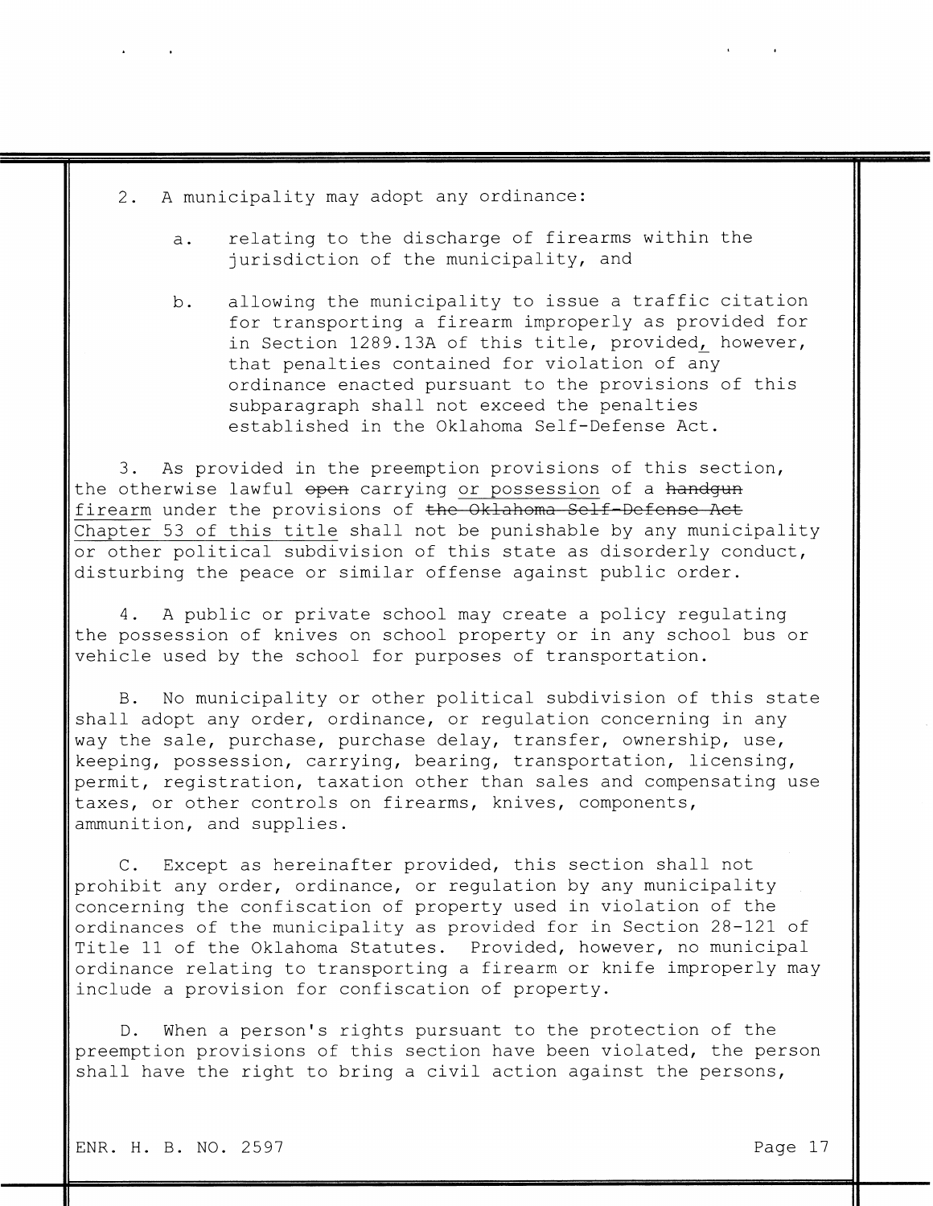2. A municipality may adopt any ordinance:

   a. relating to the discharge of firearms within the jurisdiction of the municipality, and

   b. allowing the municipality to issue a traffic citation for transporting a firearm improperly as provided for in Section 1289.13A of this title, provided, however, that penalties contained for violation of any ordinance enacted pursuant to the provisions of this subparagraph shall not exceed the penalties established in the Oklahoma Self-Defense Act.

3. As provided in the preemption provisions of this section, the otherwise lawful ~~open~~ carrying or possession of a ~~handgun~~ firearm under the provisions of ~~the Oklahoma Self-Defense Act~~ Chapter 53 of this title shall not be punishable by any municipality or other political subdivision of this state as disorderly conduct, disturbing the peace or similar offense against public order.

4. A public or private school may create a policy regulating the possession of knives on school property or in any school bus or vehicle used by the school for purposes of transportation.

B. No municipality or other political subdivision of this state shall adopt any order, ordinance, or regulation concerning in any way the sale, purchase, purchase delay, transfer, ownership, use, keeping, possession, carrying, bearing, transportation, licensing, permit, registration, taxation other than sales and compensating use taxes, or other controls on firearms, knives, components, ammunition, and supplies.

C. Except as hereinafter provided, this section shall not prohibit any order, ordinance, or regulation by any municipality concerning the confiscation of property used in violation of the ordinances of the municipality as provided for in Section 28-121 of Title 11 of the Oklahoma Statutes. Provided, however, no municipal ordinance relating to transporting a firearm or knife improperly may include a provision for confiscation of property.

D. When a person's rights pursuant to the protection of the preemption provisions of this section have been violated, the person shall have the right to bring a civil action against the persons,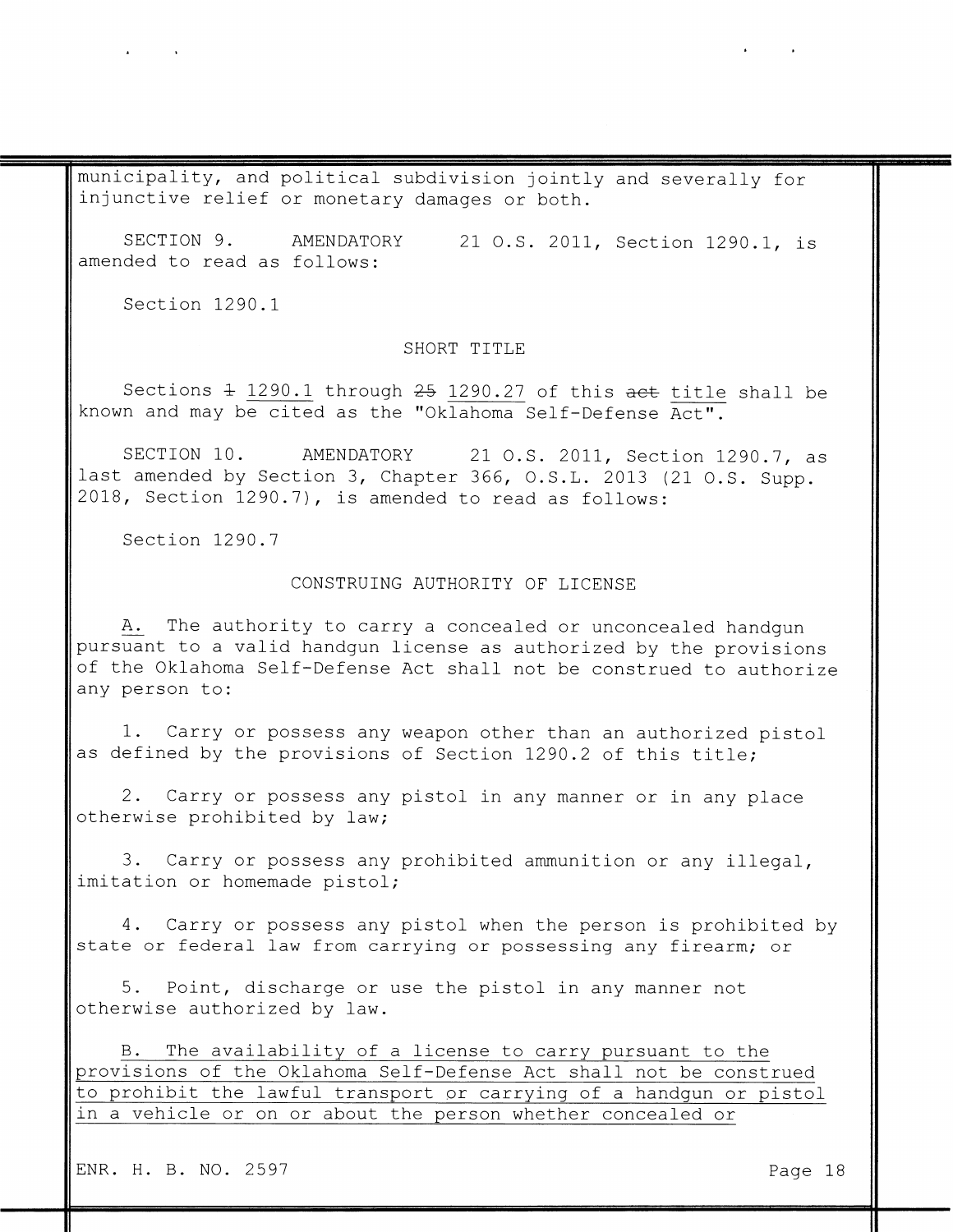municipality, and political subdivision jointly and severally for injunctive relief or monetary damages or both.

SECTION 9. AMENDATORY 21 O.S. 2011, Section 1290.1, is amended to read as follows:

Section 1290.1

SHORT TITLE

Sections ~~1~~ 1290.1 through ~~25~~ 1290.27 of this ~~act~~ title shall be known and may be cited as the "Oklahoma Self-Defense Act".

SECTION 10. AMENDATORY 21 O.S. 2011, Section 1290.7, as last amended by Section 3, Chapter 366, O.S.L. 2013 (21 O.S. Supp. 2018, Section 1290.7), is amended to read as follows:

Section 1290.7

CONSTRUING AUTHORITY OF LICENSE

A. The authority to carry a concealed or unconcealed handgun pursuant to a valid handgun license as authorized by the provisions of the Oklahoma Self-Defense Act shall not be construed to authorize any person to:

1. Carry or possess any weapon other than an authorized pistol as defined by the provisions of Section 1290.2 of this title;

2. Carry or possess any pistol in any manner or in any place otherwise prohibited by law;

3. Carry or possess any prohibited ammunition or any illegal, imitation or homemade pistol;

4. Carry or possess any pistol when the person is prohibited by state or federal law from carrying or possessing any firearm; or

5. Point, discharge or use the pistol in any manner not otherwise authorized by law.

B. The availability of a license to carry pursuant to the provisions of the Oklahoma Self-Defense Act shall not be construed to prohibit the lawful transport or carrying of a handgun or pistol in a vehicle or on or about the person whether concealed or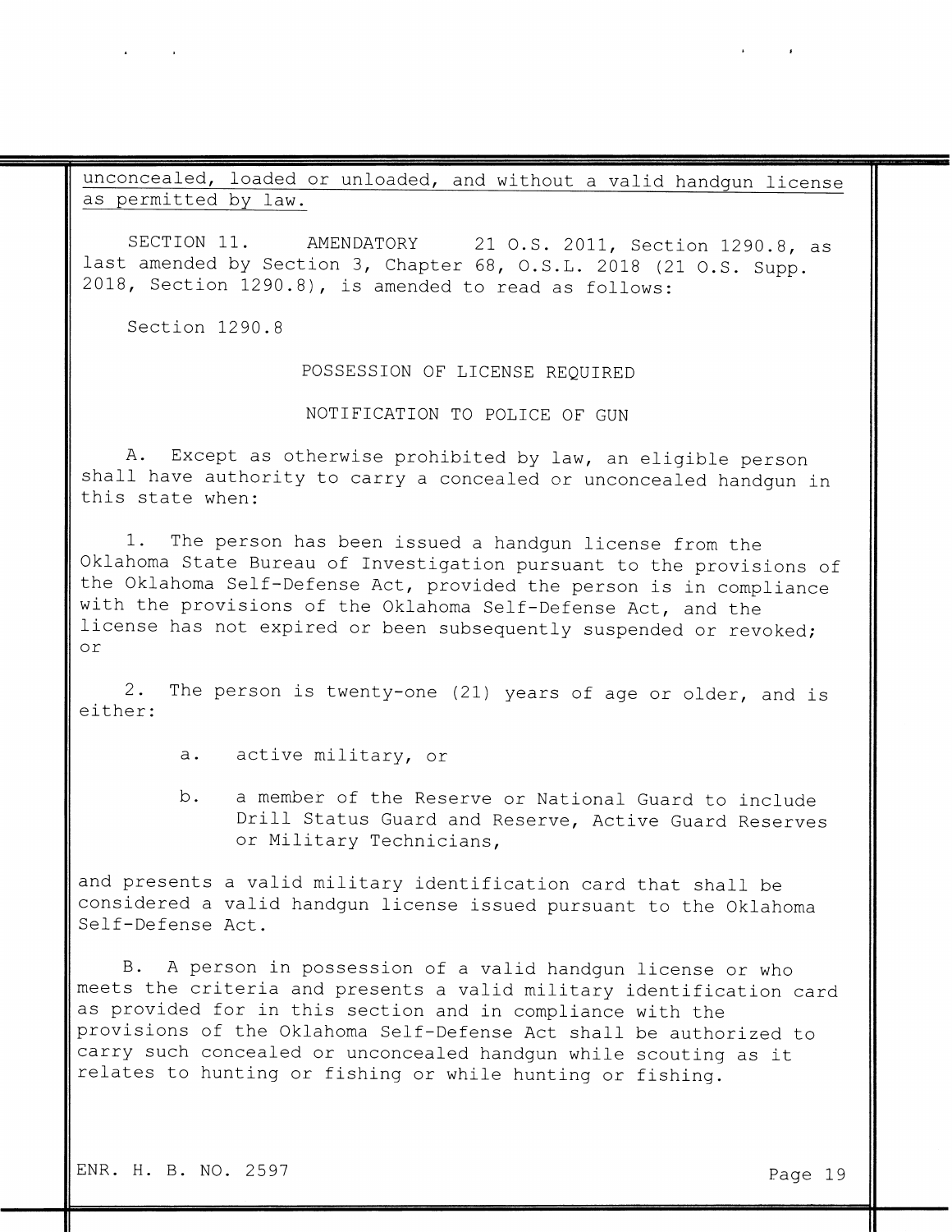unconcealed, loaded or unloaded, and without a valid handgun license as permitted by law.

SECTION 11. AMENDATORY 21 O.S. 2011, Section 1290.8, as last amended by Section 3, Chapter 68, O.S.L. 2018 (21 O.S. Supp. 2018, Section 1290.8), is amended to read as follows:

Section 1290.8

POSSESSION OF LICENSE REQUIRED

NOTIFICATION TO POLICE OF GUN

A. Except as otherwise prohibited by law, an eligible person shall have authority to carry a concealed or unconcealed handgun in this state when:

1. The person has been issued a handgun license from the Oklahoma State Bureau of Investigation pursuant to the provisions of the Oklahoma Self-Defense Act, provided the person is in compliance with the provisions of the Oklahoma Self-Defense Act, and the license has not expired or been subsequently suspended or revoked; or

2. The person is twenty-one (21) years of age or older, and is either:

a. active military, or

b. a member of the Reserve or National Guard to include Drill Status Guard and Reserve, Active Guard Reserves or Military Technicians,

and presents a valid military identification card that shall be considered a valid handgun license issued pursuant to the Oklahoma Self-Defense Act.

B. A person in possession of a valid handgun license or who meets the criteria and presents a valid military identification card as provided for in this section and in compliance with the provisions of the Oklahoma Self-Defense Act shall be authorized to carry such concealed or unconcealed handgun while scouting as it relates to hunting or fishing or while hunting or fishing.

ENR. H. B. NO. 2597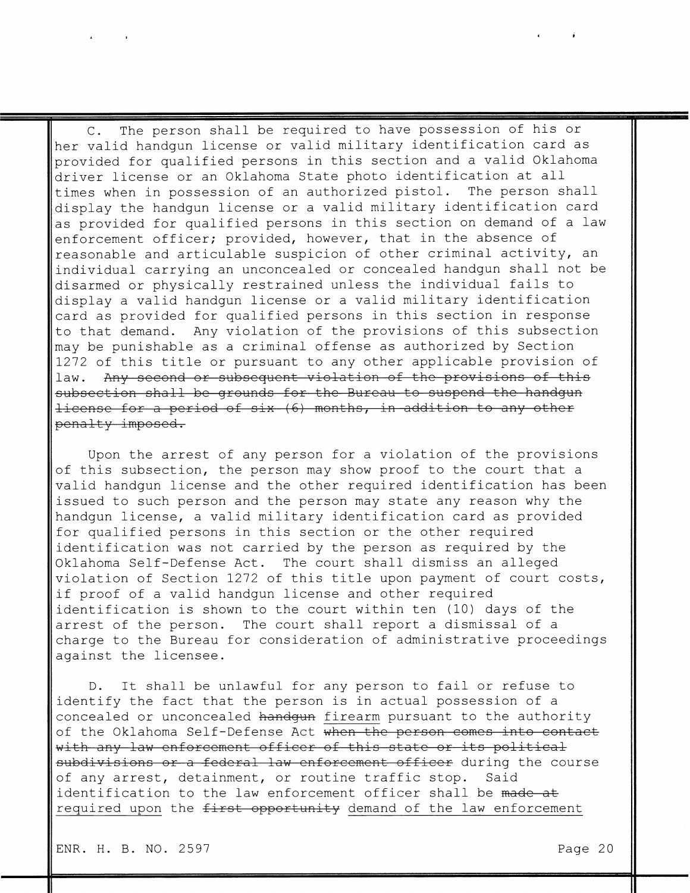C. The person shall be required to have possession of his or her valid handgun license or valid military identification card as provided for qualified persons in this section and a valid Oklahoma driver license or an Oklahoma State photo identification at all times when in possession of an authorized pistol. The person shall display the handgun license or a valid military identification card as provided for qualified persons in this section on demand of a law enforcement officer; provided, however, that in the absence of reasonable and articulable suspicion of other criminal activity, an individual carrying an unconcealed or concealed handgun shall not be disarmed or physically restrained unless the individual fails to display a valid handgun license or a valid military identification card as provided for qualified persons in this section in response to that demand. Any violation of the provisions of this subsection may be punishable as a criminal offense as authorized by Section 1272 of this title or pursuant to any other applicable provision of law. ~~Any second or subsequent violation of the provisions of this subsection shall be grounds for the Bureau to suspend the handgun license for a period of six (6) months, in addition to any other penalty imposed.~~

Upon the arrest of any person for a violation of the provisions of this subsection, the person may show proof to the court that a valid handgun license and the other required identification has been issued to such person and the person may state any reason why the handgun license, a valid military identification card as provided for qualified persons in this section or the other required identification was not carried by the person as required by the Oklahoma Self-Defense Act. The court shall dismiss an alleged violation of Section 1272 of this title upon payment of court costs, if proof of a valid handgun license and other required identification is shown to the court within ten (10) days of the arrest of the person. The court shall report a dismissal of a charge to the Bureau for consideration of administrative proceedings against the licensee.

D. It shall be unlawful for any person to fail or refuse to identify the fact that the person is in actual possession of a concealed or unconcealed ~~handgun~~ firearm pursuant to the authority of the Oklahoma Self-Defense Act ~~when the person comes into contact with any law enforcement officer of this state or its political subdivisions or a federal law enforcement officer~~ during the course of any arrest, detainment, or routine traffic stop. Said identification to the law enforcement officer shall be ~~made at~~ required upon the ~~first opportunity~~ demand of the law enforcement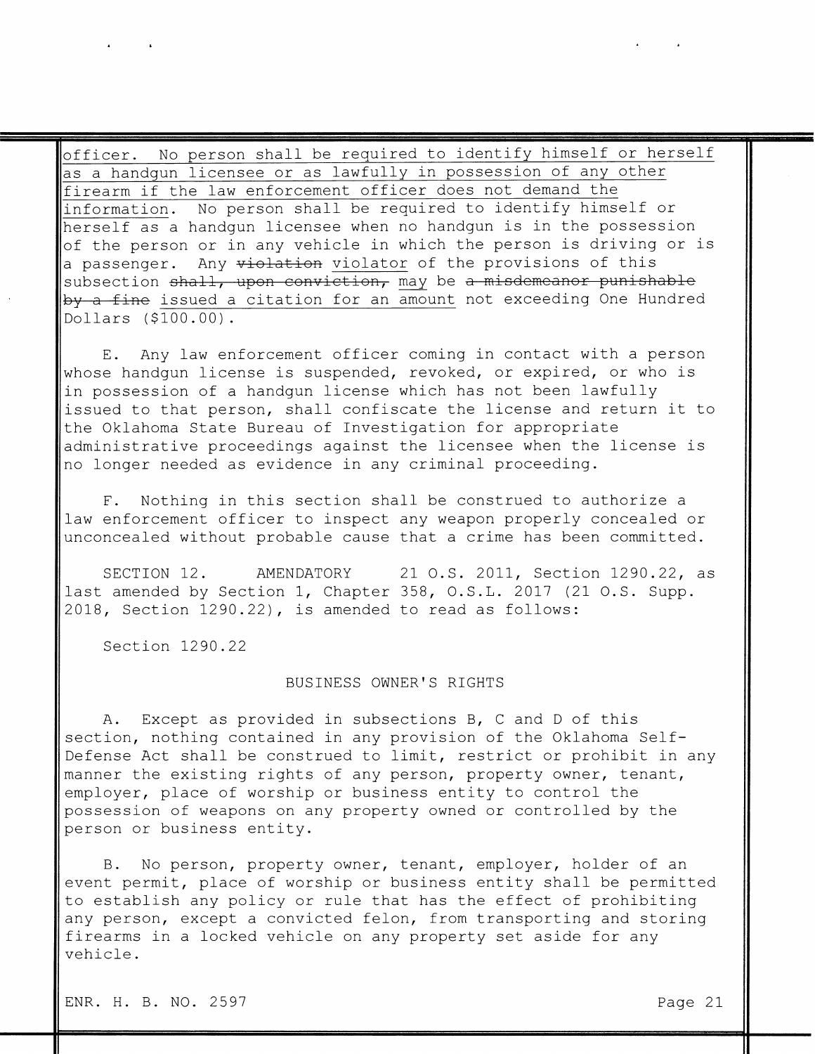<u>officer. No person shall be required to identify himself or herself as a handgun licensee or as lawfully in possession of any other firearm if the law enforcement officer does not demand the information</u>. No person shall be required to identify himself or herself as a handgun licensee when no handgun is in the possession of the person or in any vehicle in which the person is driving or is a passenger. Any ~~violation~~ <u>violator</u> of the provisions of this subsection ~~shall, upon conviction,~~ <u>may</u> be ~~a misdemeanor punishable by a fine~~ <u>issued a citation for an amount</u> not exceeding One Hundred Dollars ($100.00).

E. Any law enforcement officer coming in contact with a person whose handgun license is suspended, revoked, or expired, or who is in possession of a handgun license which has not been lawfully issued to that person, shall confiscate the license and return it to the Oklahoma State Bureau of Investigation for appropriate administrative proceedings against the licensee when the license is no longer needed as evidence in any criminal proceeding.

F. Nothing in this section shall be construed to authorize a law enforcement officer to inspect any weapon properly concealed or unconcealed without probable cause that a crime has been committed.

SECTION 12. AMENDATORY 21 O.S. 2011, Section 1290.22, as last amended by Section 1, Chapter 358, O.S.L. 2017 (21 O.S. Supp. 2018, Section 1290.22), is amended to read as follows:

Section 1290.22

BUSINESS OWNER'S RIGHTS

A. Except as provided in subsections B, C and D of this section, nothing contained in any provision of the Oklahoma Self-Defense Act shall be construed to limit, restrict or prohibit in any manner the existing rights of any person, property owner, tenant, employer, place of worship or business entity to control the possession of weapons on any property owned or controlled by the person or business entity.

B. No person, property owner, tenant, employer, holder of an event permit, place of worship or business entity shall be permitted to establish any policy or rule that has the effect of prohibiting any person, except a convicted felon, from transporting and storing firearms in a locked vehicle on any property set aside for any vehicle.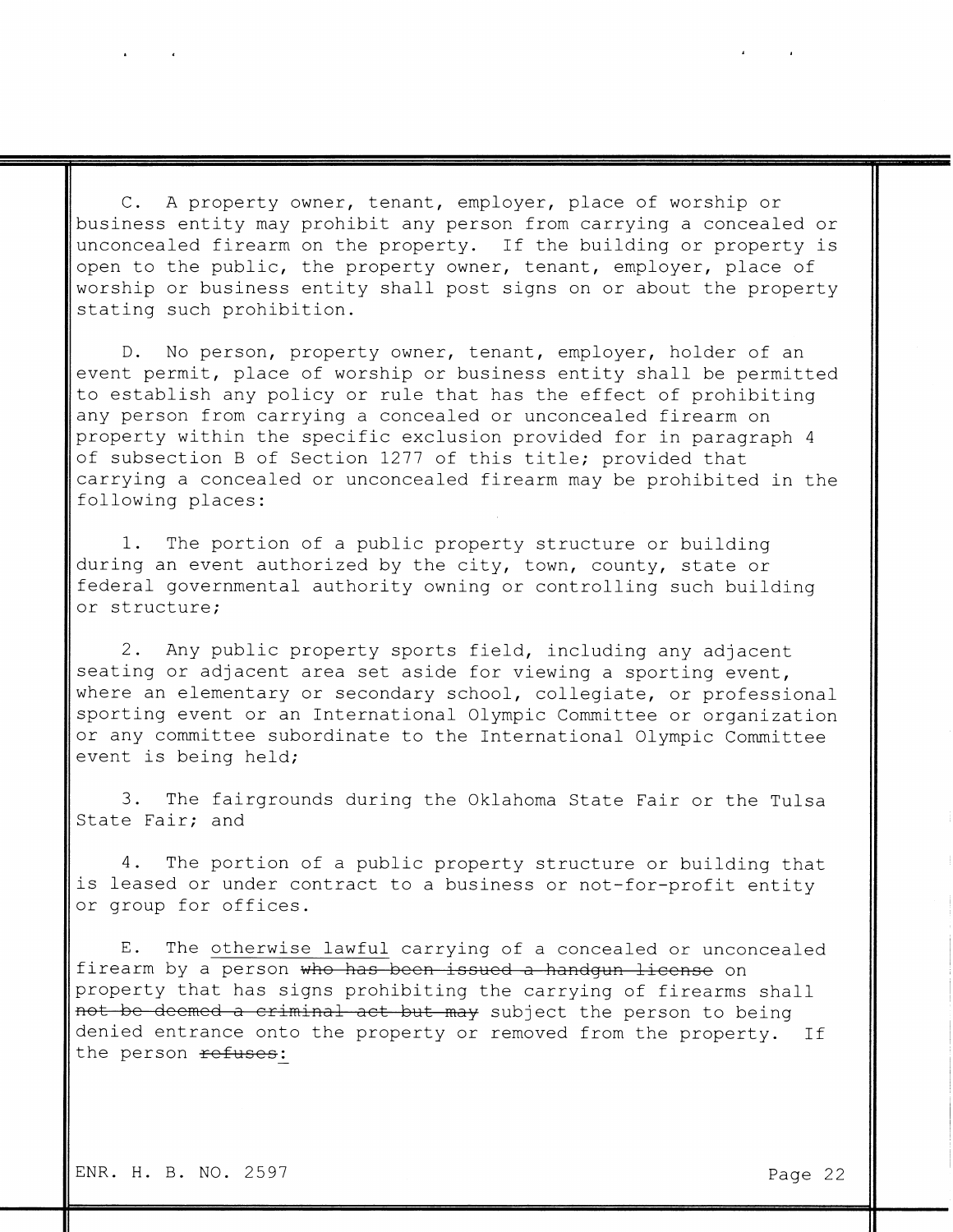C. A property owner, tenant, employer, place of worship or business entity may prohibit any person from carrying a concealed or unconcealed firearm on the property. If the building or property is open to the public, the property owner, tenant, employer, place of worship or business entity shall post signs on or about the property stating such prohibition.

D. No person, property owner, tenant, employer, holder of an event permit, place of worship or business entity shall be permitted to establish any policy or rule that has the effect of prohibiting any person from carrying a concealed or unconcealed firearm on property within the specific exclusion provided for in paragraph 4 of subsection B of Section 1277 of this title; provided that carrying a concealed or unconcealed firearm may be prohibited in the following places:

1. The portion of a public property structure or building during an event authorized by the city, town, county, state or federal governmental authority owning or controlling such building or structure;

2. Any public property sports field, including any adjacent seating or adjacent area set aside for viewing a sporting event, where an elementary or secondary school, collegiate, or professional sporting event or an International Olympic Committee or organization or any committee subordinate to the International Olympic Committee event is being held;

3. The fairgrounds during the Oklahoma State Fair or the Tulsa State Fair; and

4. The portion of a public property structure or building that is leased or under contract to a business or not-for-profit entity or group for offices.

E. The <u>otherwise lawful</u> carrying of a concealed or unconcealed firearm by a person ~~who has been issued a handgun license~~ on property that has signs prohibiting the carrying of firearms shall ~~not be deemed a criminal act but may~~ subject the person to being denied entrance onto the property or removed from the property. If the person ~~refuses~~<u>:</u>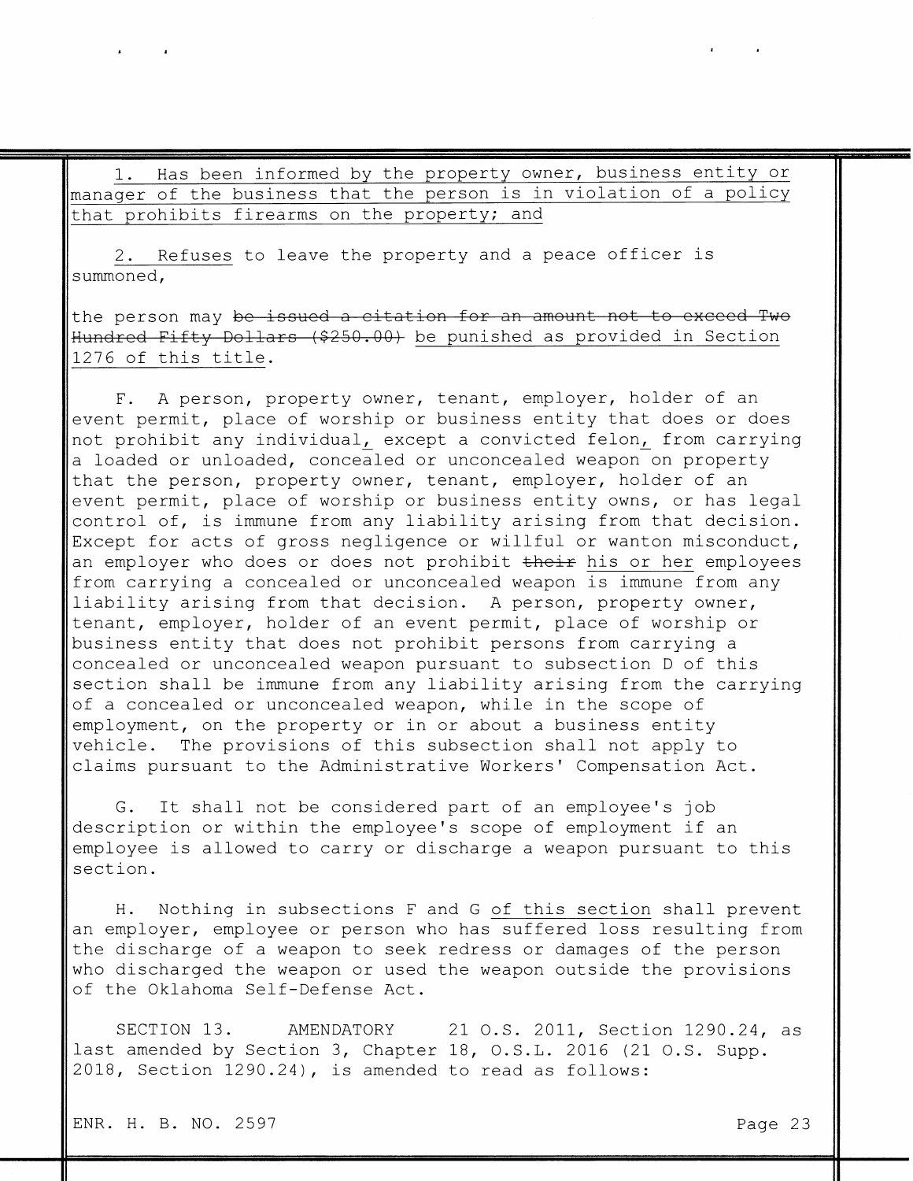1. Has been informed by the property owner, business entity or manager of the business that the person is in violation of a policy that prohibits firearms on the property; and

2. Refuses to leave the property and a peace officer is summoned,

the person may ~~be issued a citation for an amount not to exceed Two Hundred Fifty Dollars ($250.00)~~ be punished as provided in Section 1276 of this title.

F. A person, property owner, tenant, employer, holder of an event permit, place of worship or business entity that does or does not prohibit any individual, except a convicted felon, from carrying a loaded or unloaded, concealed or unconcealed weapon on property that the person, property owner, tenant, employer, holder of an event permit, place of worship or business entity owns, or has legal control of, is immune from any liability arising from that decision. Except for acts of gross negligence or willful or wanton misconduct, an employer who does or does not prohibit ~~their~~ his or her employees from carrying a concealed or unconcealed weapon is immune from any liability arising from that decision. A person, property owner, tenant, employer, holder of an event permit, place of worship or business entity that does not prohibit persons from carrying a concealed or unconcealed weapon pursuant to subsection D of this section shall be immune from any liability arising from the carrying of a concealed or unconcealed weapon, while in the scope of employment, on the property or in or about a business entity vehicle. The provisions of this subsection shall not apply to claims pursuant to the Administrative Workers' Compensation Act.

G. It shall not be considered part of an employee's job description or within the employee's scope of employment if an employee is allowed to carry or discharge a weapon pursuant to this section.

H. Nothing in subsections F and G of this section shall prevent an employer, employee or person who has suffered loss resulting from the discharge of a weapon to seek redress or damages of the person who discharged the weapon or used the weapon outside the provisions of the Oklahoma Self-Defense Act.

SECTION 13. AMENDATORY 21 O.S. 2011, Section 1290.24, as last amended by Section 3, Chapter 18, O.S.L. 2016 (21 O.S. Supp. 2018, Section 1290.24), is amended to read as follows: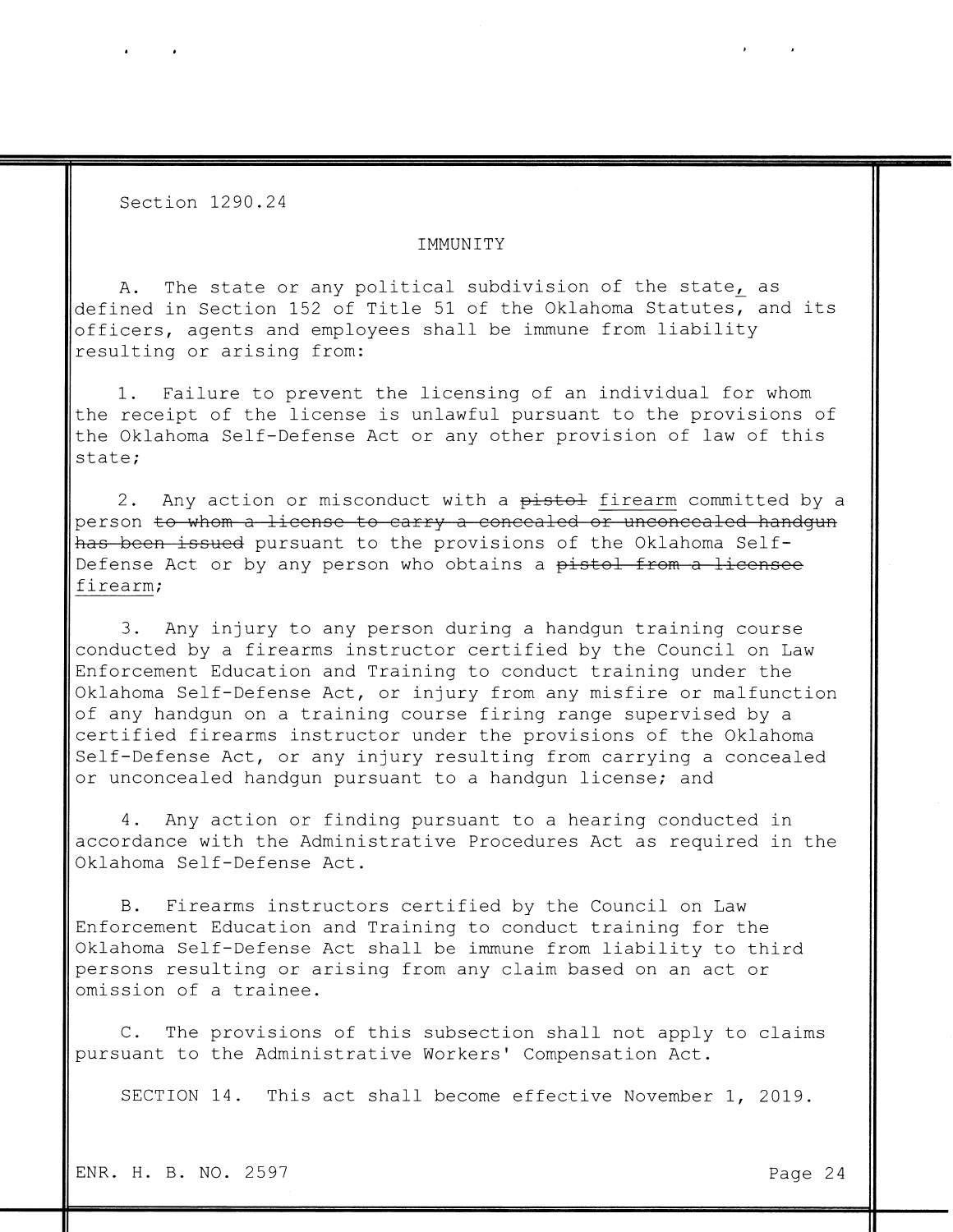Section 1290.24

IMMUNITY

A. The state or any political subdivision of the state, as defined in Section 152 of Title 51 of the Oklahoma Statutes, and its officers, agents and employees shall be immune from liability resulting or arising from:

1. Failure to prevent the licensing of an individual for whom the receipt of the license is unlawful pursuant to the provisions of the Oklahoma Self-Defense Act or any other provision of law of this state;

2. Any action or misconduct with a ~~pistol~~ firearm committed by a person ~~to whom a license to carry a concealed or unconcealed handgun has been issued~~ pursuant to the provisions of the Oklahoma Self-Defense Act or by any person who obtains a ~~pistol from a licensee~~ firearm;

3. Any injury to any person during a handgun training course conducted by a firearms instructor certified by the Council on Law Enforcement Education and Training to conduct training under the Oklahoma Self-Defense Act, or injury from any misfire or malfunction of any handgun on a training course firing range supervised by a certified firearms instructor under the provisions of the Oklahoma Self-Defense Act, or any injury resulting from carrying a concealed or unconcealed handgun pursuant to a handgun license; and

4. Any action or finding pursuant to a hearing conducted in accordance with the Administrative Procedures Act as required in the Oklahoma Self-Defense Act.

B. Firearms instructors certified by the Council on Law Enforcement Education and Training to conduct training for the Oklahoma Self-Defense Act shall be immune from liability to third persons resulting or arising from any claim based on an act or omission of a trainee.

C. The provisions of this subsection shall not apply to claims pursuant to the Administrative Workers' Compensation Act.

SECTION 14. This act shall become effective November 1, 2019.

ENR. H. B. NO. 2597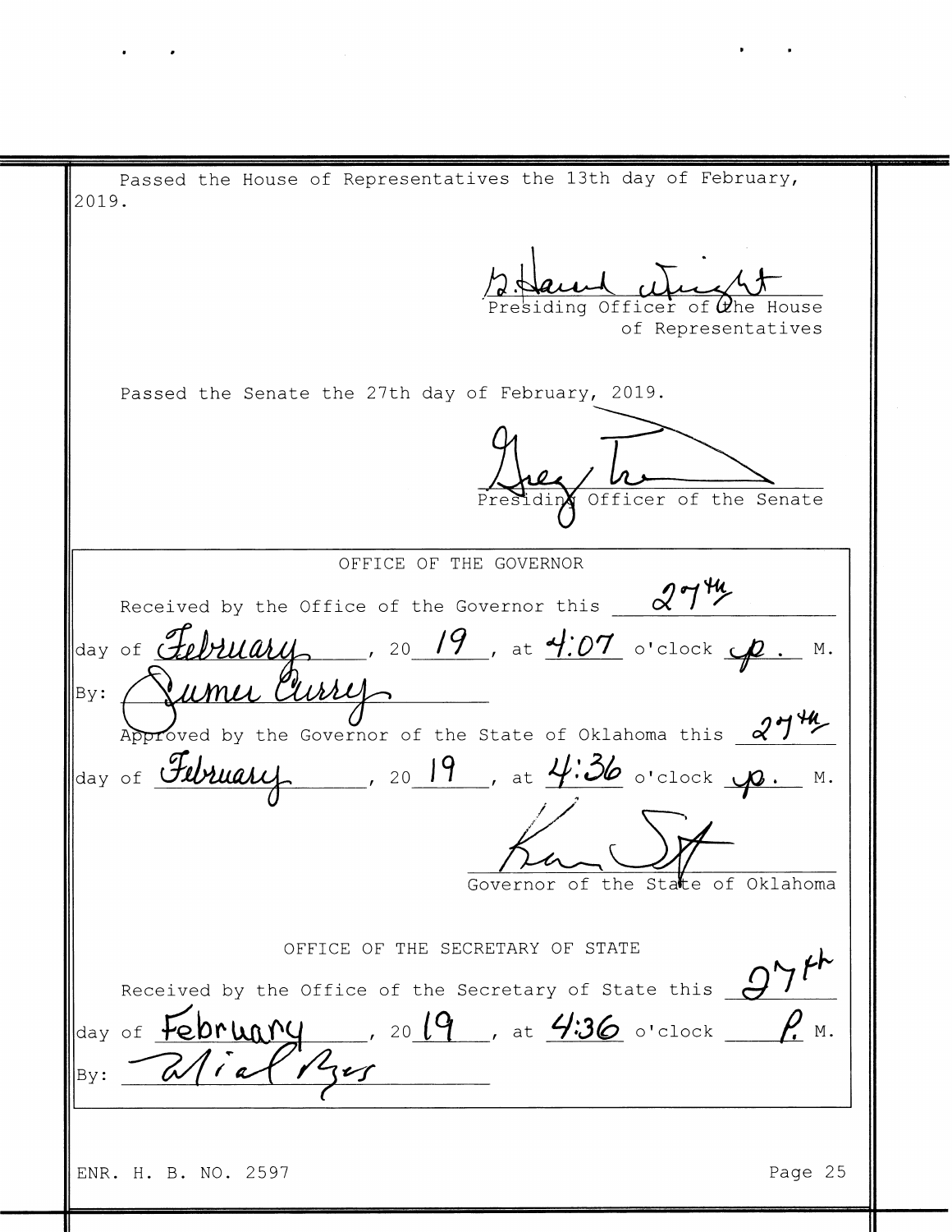Passed the House of Representatives the 13th day of February, 2019.

Presiding Officer of the House of Representatives

Passed the Senate the 27th day of February, 2019.

Presiding Officer of the Senate

OFFICE OF THE GOVERNOR

Received by the Office of the Governor this 27th day of February, 2019, at 4:07 o'clock p. M.

By: Sumer Curry

Approved by the Governor of the State of Oklahoma this 27th day of February, 2019, at 4:36 o'clock p. M.

Governor of the State of Oklahoma

OFFICE OF THE SECRETARY OF STATE

Received by the Office of the Secretary of State this 27th day of February, 2019, at 4:36 o'clock P. M.

By:

ENR. H. B. NO. 2597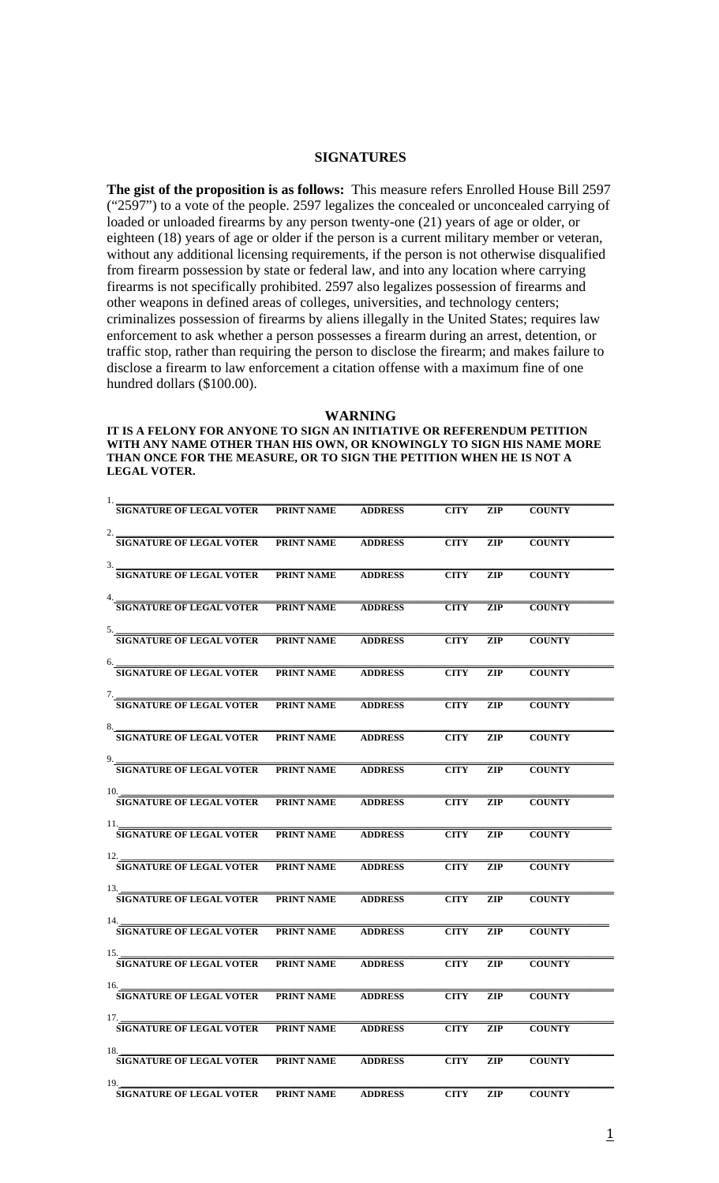## SIGNATURES

**The gist of the proposition is as follows:** This measure refers Enrolled House Bill 2597 ("2597") to a vote of the people. 2597 legalizes the concealed or unconcealed carrying of loaded or unloaded firearms by any person twenty-one (21) years of age or older, or eighteen (18) years of age or older if the person is a current military member or veteran, without any additional licensing requirements, if the person is not otherwise disqualified from firearm possession by state or federal law, and into any location where carrying firearms is not specifically prohibited. 2597 also legalizes possession of firearms and other weapons in defined areas of colleges, universities, and technology centers; criminalizes possession of firearms by aliens illegally in the United States; requires law enforcement to ask whether a person possesses a firearm during an arrest, detention, or traffic stop, rather than requiring the person to disclose the firearm; and makes failure to disclose a firearm to law enforcement a citation offense with a maximum fine of one hundred dollars ($100.00).

### WARNING

**IT IS A FELONY FOR ANYONE TO SIGN AN INITIATIVE OR REFERENDUM PETITION WITH ANY NAME OTHER THAN HIS OWN, OR KNOWINGLY TO SIGN HIS NAME MORE THAN ONCE FOR THE MEASURE, OR TO SIGN THE PETITION WHEN HE IS NOT A LEGAL VOTER.**

| # | SIGNATURE OF LEGAL VOTER | PRINT NAME | ADDRESS | CITY | ZIP | COUNTY |
|---|---|---|---|---|---|---|
| 1. | | | | | | |
| 2. | | | | | | |
| 3. | | | | | | |
| 4. | | | | | | |
| 5. | | | | | | |
| 6. | | | | | | |
| 7. | | | | | | |
| 8. | | | | | | |
| 9. | | | | | | |
| 10. | | | | | | |
| 11. | | | | | | |
| 12. | | | | | | |
| 13. | | | | | | |
| 14. | | | | | | |
| 15. | | | | | | |
| 16. | | | | | | |
| 17. | | | | | | |
| 18. | | | | | | |
| 19. | | | | | | |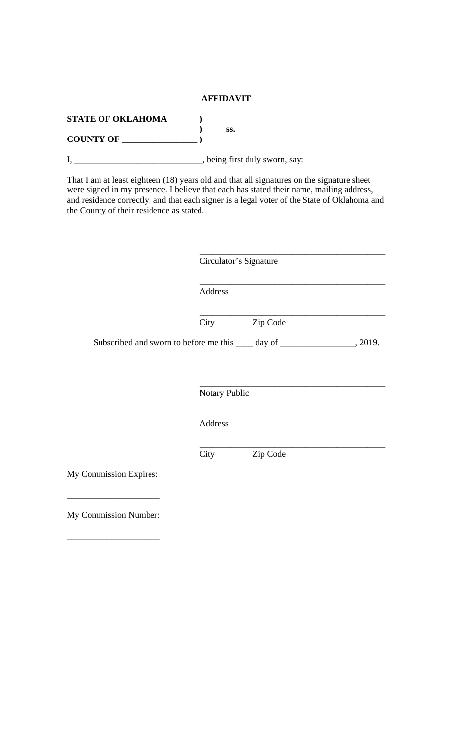**AFFIDAVIT**

**STATE OF OKLAHOMA )**
**) ss.**
**COUNTY OF ________________ )**

I, ____________________________, being first duly sworn, say:

That I am at least eighteen (18) years old and that all signatures on the signature sheet were signed in my presence. I believe that each has stated their name, mailing address, and residence correctly, and that each signer is a legal voter of the State of Oklahoma and the County of their residence as stated.

___________________________________________
Circulator's Signature

___________________________________________
Address

___________________________________________
City Zip Code

Subscribed and sworn to before me this ____ day of ________________, 2019.

___________________________________________
Notary Public

___________________________________________
Address

___________________________________________
City Zip Code

My Commission Expires:

____________________

My Commission Number:

____________________